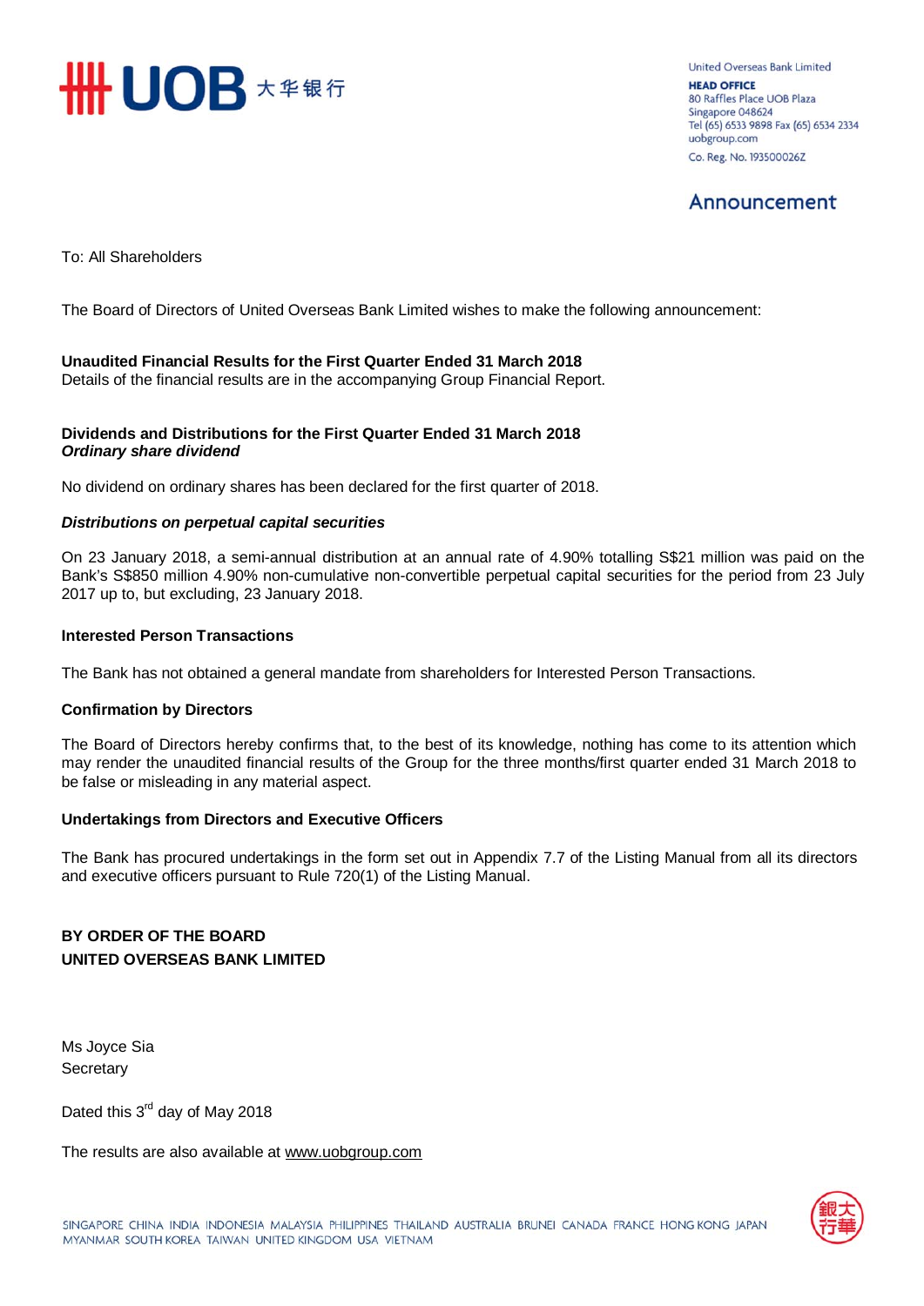United Overseas Bank Limited
**HEAD OFFICE**
80 Raffles Place UOB Plaza
Singapore 048624
Tel (65) 6533 9898 Fax (65) 6534 2334
uobgroup.com
Co. Reg. No. 193500026Z

## Announcement

To: All Shareholders

The Board of Directors of United Overseas Bank Limited wishes to make the following announcement:

**Unaudited Financial Results for the First Quarter Ended 31 March 2018**
Details of the financial results are in the accompanying Group Financial Report.

**Dividends and Distributions for the First Quarter Ended 31 March 2018**
***Ordinary share dividend***

No dividend on ordinary shares has been declared for the first quarter of 2018.

***Distributions on perpetual capital securities***

On 23 January 2018, a semi-annual distribution at an annual rate of 4.90% totalling S$21 million was paid on the Bank's S$850 million 4.90% non-cumulative non-convertible perpetual capital securities for the period from 23 July 2017 up to, but excluding, 23 January 2018.

**Interested Person Transactions**

The Bank has not obtained a general mandate from shareholders for Interested Person Transactions.

**Confirmation by Directors**

The Board of Directors hereby confirms that, to the best of its knowledge, nothing has come to its attention which may render the unaudited financial results of the Group for the three months/first quarter ended 31 March 2018 to be false or misleading in any material aspect.

**Undertakings from Directors and Executive Officers**

The Bank has procured undertakings in the form set out in Appendix 7.7 of the Listing Manual from all its directors and executive officers pursuant to Rule 720(1) of the Listing Manual.

**BY ORDER OF THE BOARD**
**UNITED OVERSEAS BANK LIMITED**

Ms Joyce Sia
Secretary

Dated this 3rd day of May 2018

The results are also available at www.uobgroup.com

SINGAPORE CHINA INDIA INDONESIA MALAYSIA PHILIPPINES THAILAND AUSTRALIA BRUNEI CANADA FRANCE HONG KONG JAPAN MYANMAR SOUTH KOREA TAIWAN UNITED KINGDOM USA VIETNAM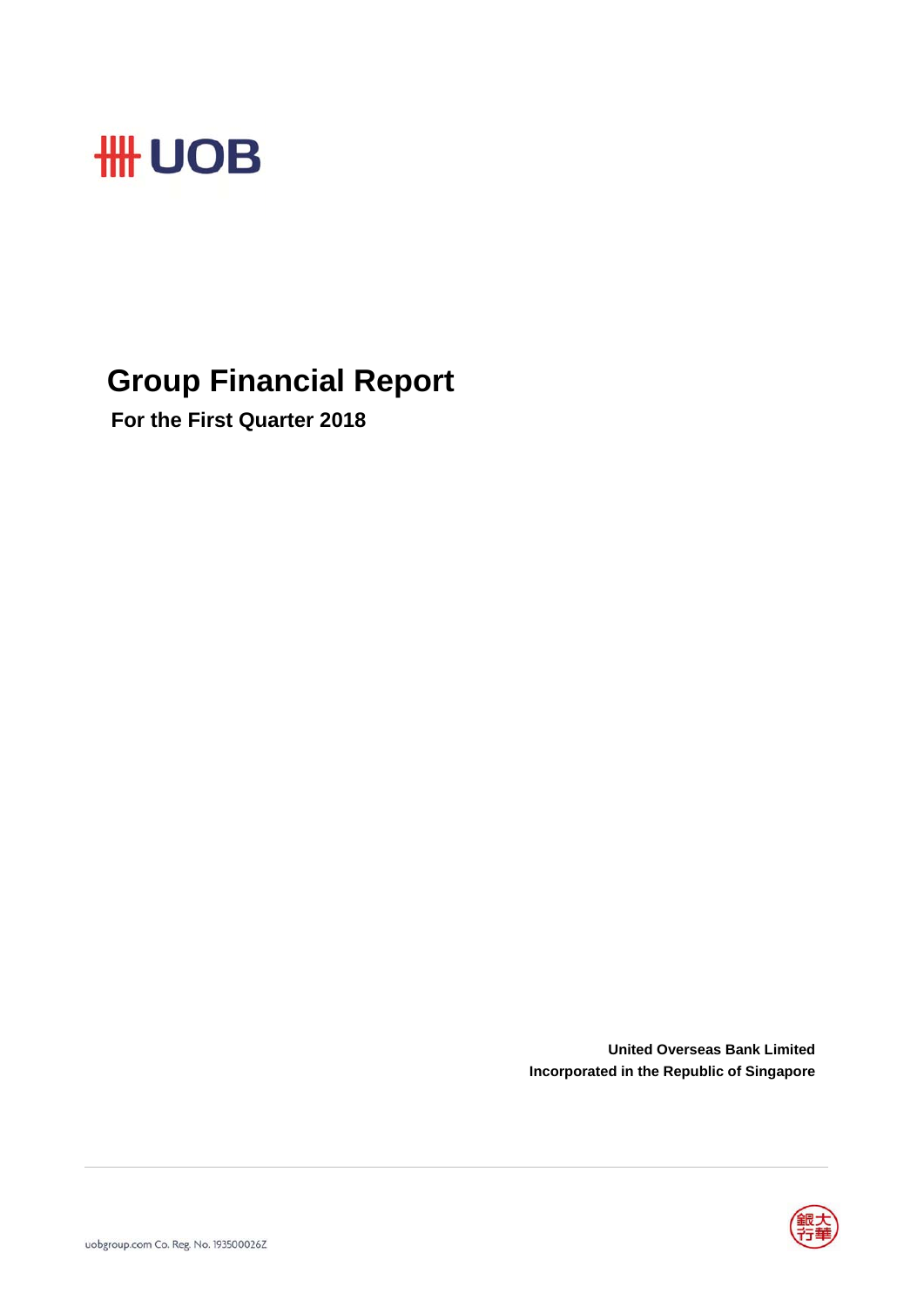# Group Financial Report

**For the First Quarter 2018**

**United Overseas Bank Limited**
**Incorporated in the Republic of Singapore**

uobgroup.com Co. Reg. No. 193500026Z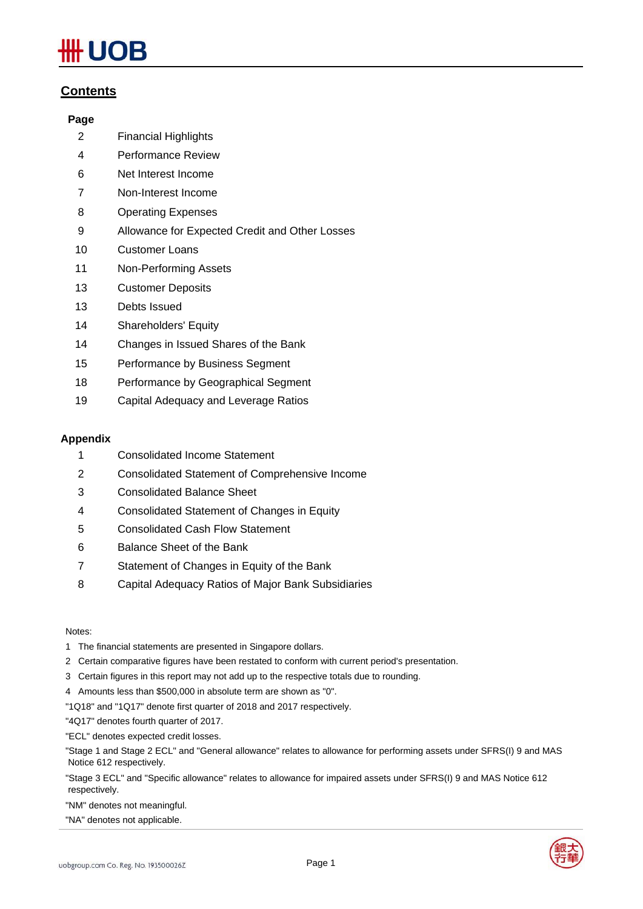## Contents

| Page | |
|---|---|
| 2 | Financial Highlights |
| 4 | Performance Review |
| 6 | Net Interest Income |
| 7 | Non-Interest Income |
| 8 | Operating Expenses |
| 9 | Allowance for Expected Credit and Other Losses |
| 10 | Customer Loans |
| 11 | Non-Performing Assets |
| 13 | Customer Deposits |
| 13 | Debts Issued |
| 14 | Shareholders' Equity |
| 14 | Changes in Issued Shares of the Bank |
| 15 | Performance by Business Segment |
| 18 | Performance by Geographical Segment |
| 19 | Capital Adequacy and Leverage Ratios |

**Appendix**

| | |
|---|---|
| 1 | Consolidated Income Statement |
| 2 | Consolidated Statement of Comprehensive Income |
| 3 | Consolidated Balance Sheet |
| 4 | Consolidated Statement of Changes in Equity |
| 5 | Consolidated Cash Flow Statement |
| 6 | Balance Sheet of the Bank |
| 7 | Statement of Changes in Equity of the Bank |
| 8 | Capital Adequacy Ratios of Major Bank Subsidiaries |

Notes:

1 The financial statements are presented in Singapore dollars.

2 Certain comparative figures have been restated to conform with current period's presentation.

3 Certain figures in this report may not add up to the respective totals due to rounding.

4 Amounts less than $500,000 in absolute term are shown as "0".

"1Q18" and "1Q17" denote first quarter of 2018 and 2017 respectively.

"4Q17" denotes fourth quarter of 2017.

"ECL" denotes expected credit losses.

"Stage 1 and Stage 2 ECL" and "General allowance" relates to allowance for performing assets under SFRS(I) 9 and MAS Notice 612 respectively.

"Stage 3 ECL" and "Specific allowance" relates to allowance for impaired assets under SFRS(I) 9 and MAS Notice 612 respectively.

"NM" denotes not meaningful.

"NA" denotes not applicable.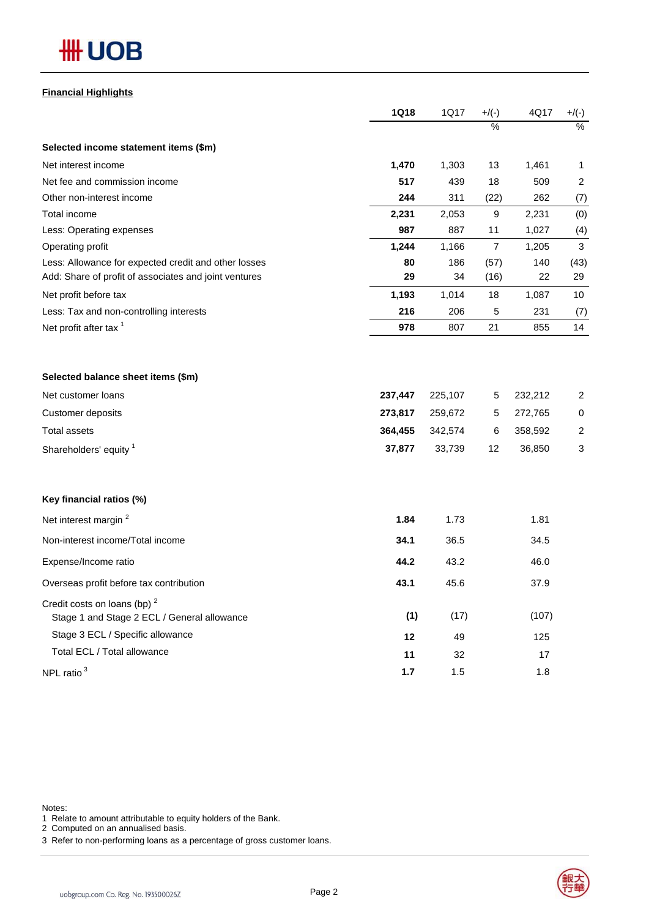## Financial Highlights

| | 1Q18 | 1Q17 | +/(-) | 4Q17 | +/(-) |
|---|---|---|---|---|---|
| | | | % | | % |
| **Selected income statement items ($m)** | | | | | |
| Net interest income | **1,470** | 1,303 | 13 | 1,461 | 1 |
| Net fee and commission income | **517** | 439 | 18 | 509 | 2 |
| Other non-interest income | **244** | 311 | (22) | 262 | (7) |
| Total income | **2,231** | 2,053 | 9 | 2,231 | (0) |
| Less: Operating expenses | **987** | 887 | 11 | 1,027 | (4) |
| Operating profit | **1,244** | 1,166 | 7 | 1,205 | 3 |
| Less: Allowance for expected credit and other losses | **80** | 186 | (57) | 140 | (43) |
| Add: Share of profit of associates and joint ventures | **29** | 34 | (16) | 22 | 29 |
| Net profit before tax | **1,193** | 1,014 | 18 | 1,087 | 10 |
| Less: Tax and non-controlling interests | **216** | 206 | 5 | 231 | (7) |
| Net profit after tax [1] | **978** | 807 | 21 | 855 | 14 |
| **Selected balance sheet items ($m)** | | | | | |
| Net customer loans | **237,447** | 225,107 | 5 | 232,212 | 2 |
| Customer deposits | **273,817** | 259,672 | 5 | 272,765 | 0 |
| Total assets | **364,455** | 342,574 | 6 | 358,592 | 2 |
| Shareholders' equity [1] | **37,877** | 33,739 | 12 | 36,850 | 3 |
| **Key financial ratios (%)** | | | | | |
| Net interest margin [2] | **1.84** | 1.73 | | 1.81 | |
| Non-interest income/Total income | **34.1** | 36.5 | | 34.5 | |
| Expense/Income ratio | **44.2** | 43.2 | | 46.0 | |
| Overseas profit before tax contribution | **43.1** | 45.6 | | 37.9 | |
| Credit costs on loans (bp) [2] | | | | | |
| Stage 1 and Stage 2 ECL / General allowance | **(1)** | (17) | | (107) | |
| Stage 3 ECL / Specific allowance | **12** | 49 | | 125 | |
| Total ECL / Total allowance | **11** | 32 | | 17 | |
| NPL ratio [3] | **1.7** | 1.5 | | 1.8 | |

Notes:
1 Relate to amount attributable to equity holders of the Bank.
2 Computed on an annualised basis.
3 Refer to non-performing loans as a percentage of gross customer loans.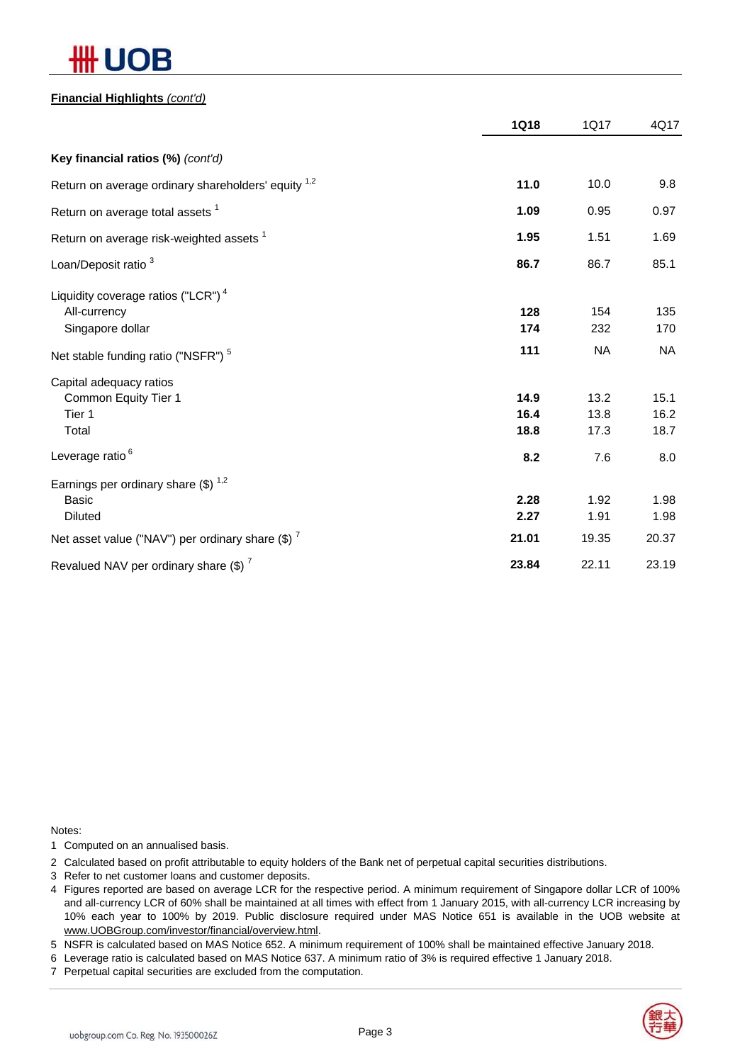**Financial Highlights** *(cont'd)*

| | **1Q18** | 1Q17 | 4Q17 |
|---|---|---|---|
| **Key financial ratios (%)** *(cont'd)* | | | |
| Return on average ordinary shareholders' equity [1,2] | **11.0** | 10.0 | 9.8 |
| Return on average total assets [1] | **1.09** | 0.95 | 0.97 |
| Return on average risk-weighted assets [1] | **1.95** | 1.51 | 1.69 |
| Loan/Deposit ratio [3] | **86.7** | 86.7 | 85.1 |
| Liquidity coverage ratios ("LCR") [4] | | | |
| All-currency | **128** | 154 | 135 |
| Singapore dollar | **174** | 232 | 170 |
| Net stable funding ratio ("NSFR") [5] | **111** | NA | NA |
| Capital adequacy ratios | | | |
| Common Equity Tier 1 | **14.9** | 13.2 | 15.1 |
| Tier 1 | **16.4** | 13.8 | 16.2 |
| Total | **18.8** | 17.3 | 18.7 |
| Leverage ratio [6] | **8.2** | 7.6 | 8.0 |
| Earnings per ordinary share ($) [1,2] | | | |
| Basic | **2.28** | 1.92 | 1.98 |
| Diluted | **2.27** | 1.91 | 1.98 |
| Net asset value ("NAV") per ordinary share ($) [7] | **21.01** | 19.35 | 20.37 |
| Revalued NAV per ordinary share ($) [7] | **23.84** | 22.11 | 23.19 |

Notes:

1. Computed on an annualised basis.
2. Calculated based on profit attributable to equity holders of the Bank net of perpetual capital securities distributions.
3. Refer to net customer loans and customer deposits.
4. Figures reported are based on average LCR for the respective period. A minimum requirement of Singapore dollar LCR of 100% and all-currency LCR of 60% shall be maintained at all times with effect from 1 January 2015, with all-currency LCR increasing by 10% each year to 100% by 2019. Public disclosure required under MAS Notice 651 is available in the UOB website at www.UOBGroup.com/investor/financial/overview.html.
5. NSFR is calculated based on MAS Notice 652. A minimum requirement of 100% shall be maintained effective January 2018.
6. Leverage ratio is calculated based on MAS Notice 637. A minimum ratio of 3% is required effective 1 January 2018.
7. Perpetual capital securities are excluded from the computation.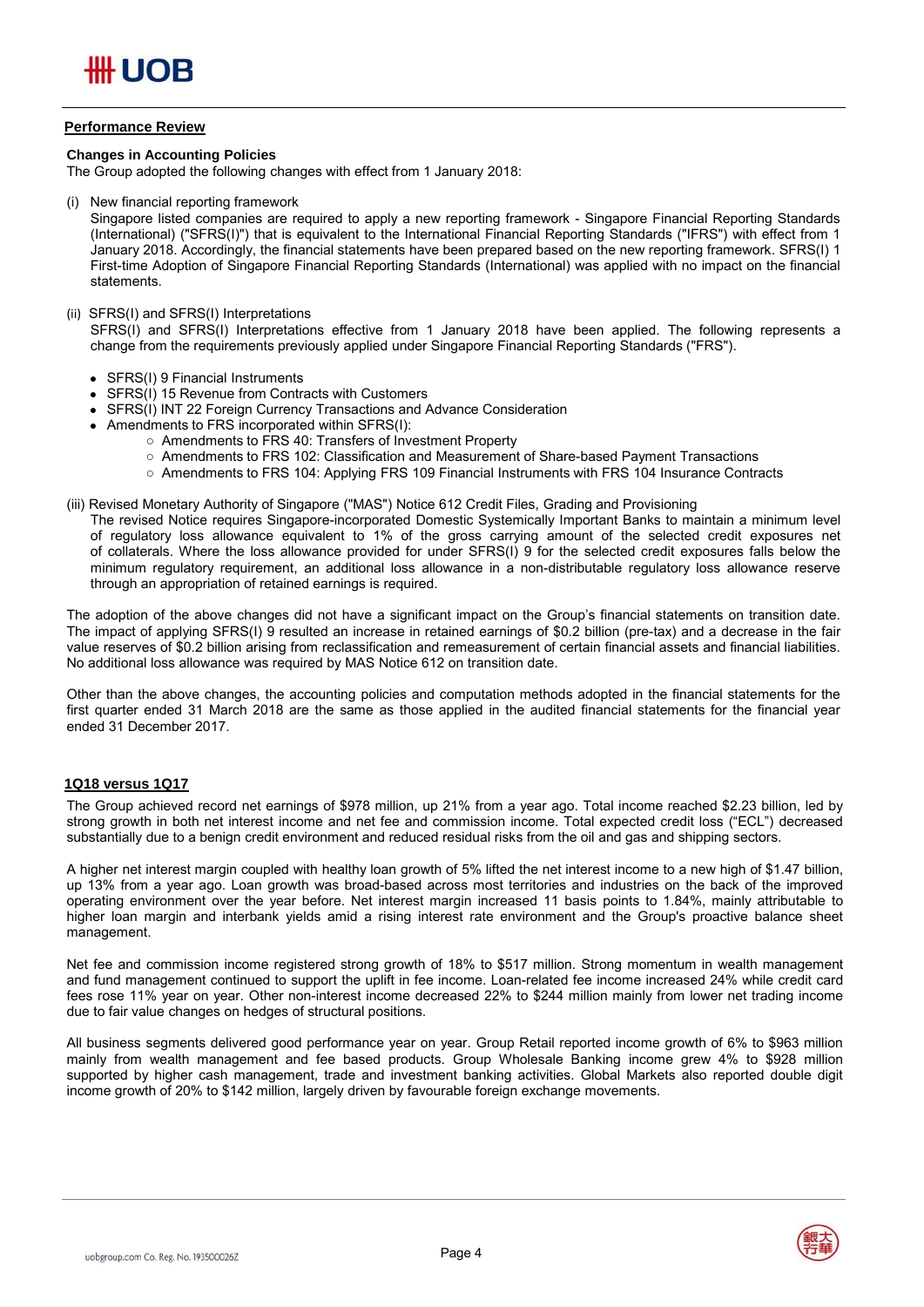## Performance Review

### Changes in Accounting Policies

The Group adopted the following changes with effect from 1 January 2018:

(i) New financial reporting framework

Singapore listed companies are required to apply a new reporting framework - Singapore Financial Reporting Standards (International) ("SFRS(I)") that is equivalent to the International Financial Reporting Standards ("IFRS") with effect from 1 January 2018. Accordingly, the financial statements have been prepared based on the new reporting framework. SFRS(I) 1 First-time Adoption of Singapore Financial Reporting Standards (International) was applied with no impact on the financial statements.

(ii) SFRS(I) and SFRS(I) Interpretations

SFRS(I) and SFRS(I) Interpretations effective from 1 January 2018 have been applied. The following represents a change from the requirements previously applied under Singapore Financial Reporting Standards ("FRS").

- SFRS(I) 9 Financial Instruments
- SFRS(I) 15 Revenue from Contracts with Customers
- SFRS(I) INT 22 Foreign Currency Transactions and Advance Consideration
- Amendments to FRS incorporated within SFRS(I):
  - Amendments to FRS 40: Transfers of Investment Property
  - Amendments to FRS 102: Classification and Measurement of Share-based Payment Transactions
  - Amendments to FRS 104: Applying FRS 109 Financial Instruments with FRS 104 Insurance Contracts

(iii) Revised Monetary Authority of Singapore ("MAS") Notice 612 Credit Files, Grading and Provisioning

The revised Notice requires Singapore-incorporated Domestic Systemically Important Banks to maintain a minimum level of regulatory loss allowance equivalent to 1% of the gross carrying amount of the selected credit exposures net of collaterals. Where the loss allowance provided for under SFRS(I) 9 for the selected credit exposures falls below the minimum regulatory requirement, an additional loss allowance in a non-distributable regulatory loss allowance reserve through an appropriation of retained earnings is required.

The adoption of the above changes did not have a significant impact on the Group's financial statements on transition date. The impact of applying SFRS(I) 9 resulted an increase in retained earnings of $0.2 billion (pre-tax) and a decrease in the fair value reserves of $0.2 billion arising from reclassification and remeasurement of certain financial assets and financial liabilities. No additional loss allowance was required by MAS Notice 612 on transition date.

Other than the above changes, the accounting policies and computation methods adopted in the financial statements for the first quarter ended 31 March 2018 are the same as those applied in the audited financial statements for the financial year ended 31 December 2017.

### 1Q18 versus 1Q17

The Group achieved record net earnings of $978 million, up 21% from a year ago. Total income reached $2.23 billion, led by strong growth in both net interest income and net fee and commission income. Total expected credit loss ("ECL") decreased substantially due to a benign credit environment and reduced residual risks from the oil and gas and shipping sectors.

A higher net interest margin coupled with healthy loan growth of 5% lifted the net interest income to a new high of $1.47 billion, up 13% from a year ago. Loan growth was broad-based across most territories and industries on the back of the improved operating environment over the year before. Net interest margin increased 11 basis points to 1.84%, mainly attributable to higher loan margin and interbank yields amid a rising interest rate environment and the Group's proactive balance sheet management.

Net fee and commission income registered strong growth of 18% to $517 million. Strong momentum in wealth management and fund management continued to support the uplift in fee income. Loan-related fee income increased 24% while credit card fees rose 11% year on year. Other non-interest income decreased 22% to $244 million mainly from lower net trading income due to fair value changes on hedges of structural positions.

All business segments delivered good performance year on year. Group Retail reported income growth of 6% to $963 million mainly from wealth management and fee based products. Group Wholesale Banking income grew 4% to $928 million supported by higher cash management, trade and investment banking activities. Global Markets also reported double digit income growth of 20% to $142 million, largely driven by favourable foreign exchange movements.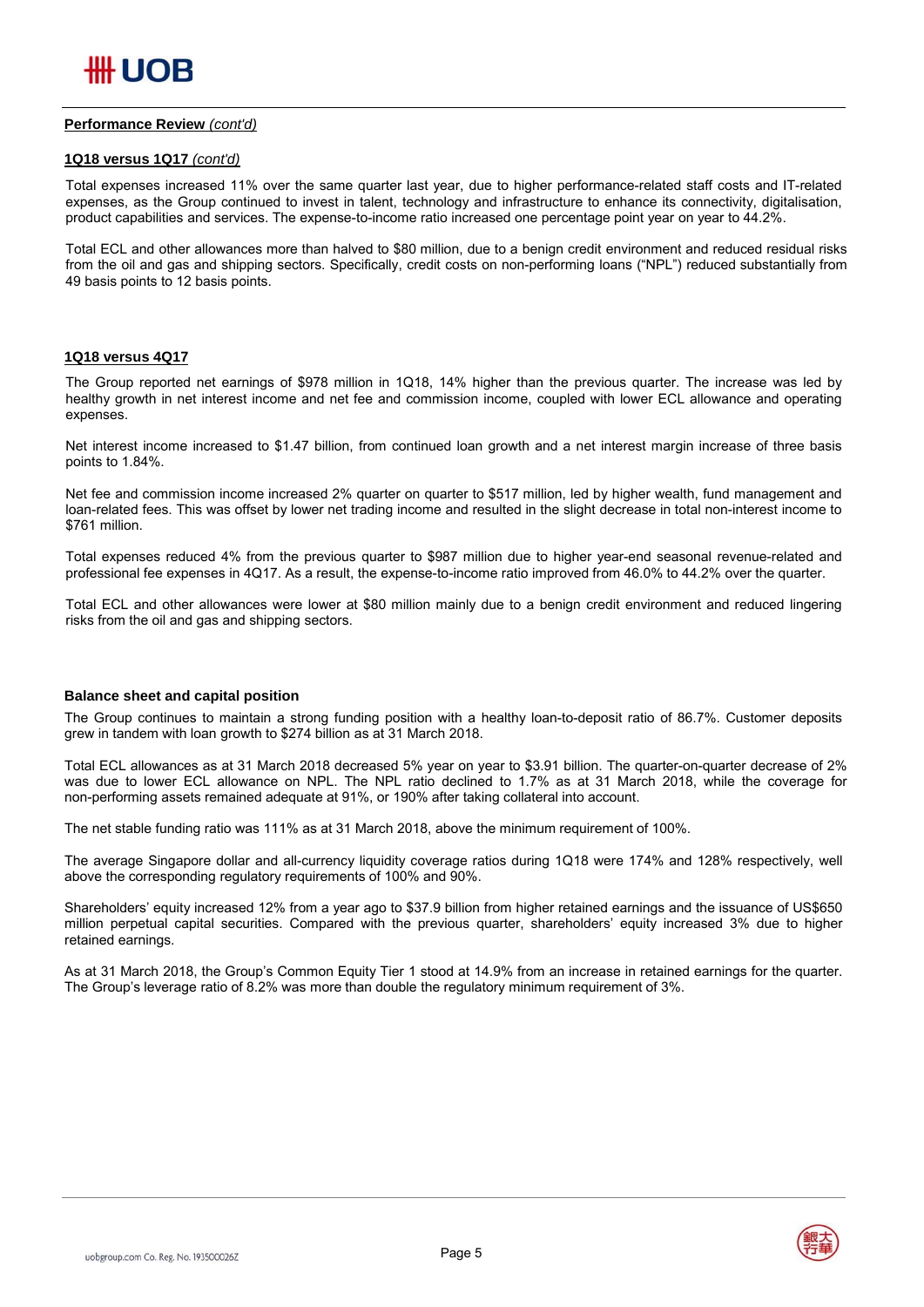**Performance Review** *(cont'd)*

**1Q18 versus 1Q17** *(cont'd)*

Total expenses increased 11% over the same quarter last year, due to higher performance-related staff costs and IT-related expenses, as the Group continued to invest in talent, technology and infrastructure to enhance its connectivity, digitalisation, product capabilities and services. The expense-to-income ratio increased one percentage point year on year to 44.2%.

Total ECL and other allowances more than halved to $80 million, due to a benign credit environment and reduced residual risks from the oil and gas and shipping sectors. Specifically, credit costs on non-performing loans ("NPL") reduced substantially from 49 basis points to 12 basis points.

**1Q18 versus 4Q17**

The Group reported net earnings of $978 million in 1Q18, 14% higher than the previous quarter. The increase was led by healthy growth in net interest income and net fee and commission income, coupled with lower ECL allowance and operating expenses.

Net interest income increased to $1.47 billion, from continued loan growth and a net interest margin increase of three basis points to 1.84%.

Net fee and commission income increased 2% quarter on quarter to $517 million, led by higher wealth, fund management and loan-related fees. This was offset by lower net trading income and resulted in the slight decrease in total non-interest income to $761 million.

Total expenses reduced 4% from the previous quarter to $987 million due to higher year-end seasonal revenue-related and professional fee expenses in 4Q17. As a result, the expense-to-income ratio improved from 46.0% to 44.2% over the quarter.

Total ECL and other allowances were lower at $80 million mainly due to a benign credit environment and reduced lingering risks from the oil and gas and shipping sectors.

**Balance sheet and capital position**

The Group continues to maintain a strong funding position with a healthy loan-to-deposit ratio of 86.7%. Customer deposits grew in tandem with loan growth to $274 billion as at 31 March 2018.

Total ECL allowances as at 31 March 2018 decreased 5% year on year to $3.91 billion. The quarter-on-quarter decrease of 2% was due to lower ECL allowance on NPL. The NPL ratio declined to 1.7% as at 31 March 2018, while the coverage for non-performing assets remained adequate at 91%, or 190% after taking collateral into account.

The net stable funding ratio was 111% as at 31 March 2018, above the minimum requirement of 100%.

The average Singapore dollar and all-currency liquidity coverage ratios during 1Q18 were 174% and 128% respectively, well above the corresponding regulatory requirements of 100% and 90%.

Shareholders' equity increased 12% from a year ago to $37.9 billion from higher retained earnings and the issuance of US$650 million perpetual capital securities. Compared with the previous quarter, shareholders' equity increased 3% due to higher retained earnings.

As at 31 March 2018, the Group's Common Equity Tier 1 stood at 14.9% from an increase in retained earnings for the quarter. The Group's leverage ratio of 8.2% was more than double the regulatory minimum requirement of 3%.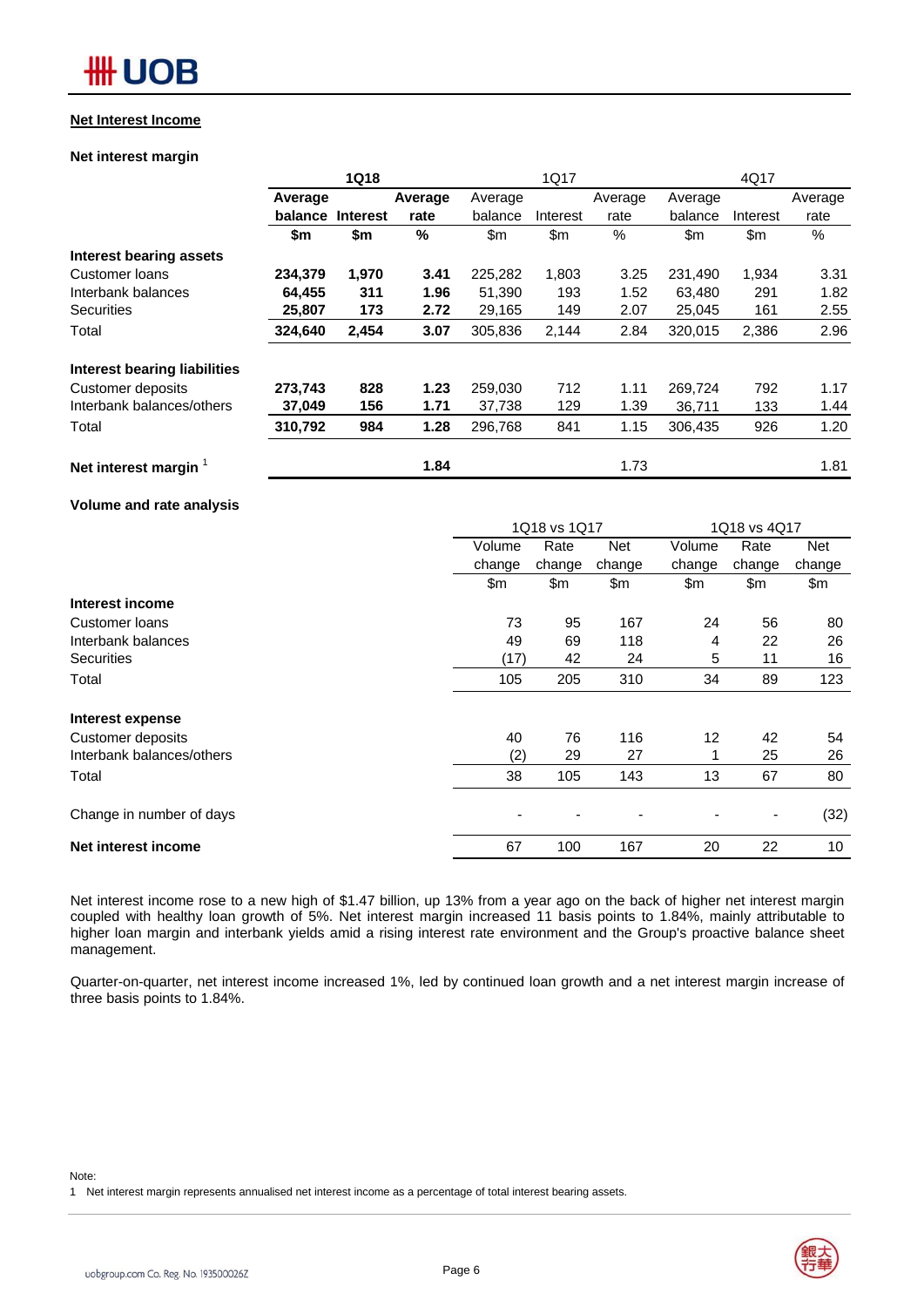## Net Interest Income

### Net interest margin

| | 1Q18 | | | 1Q17 | | | 4Q17 | | |
|---|---|---|---|---|---|---|---|---|---|
| | **Average balance** | **Interest** | **Average rate** | Average balance | Interest | Average rate | Average balance | Interest | Average rate |
| | **$m** | **$m** | **%** | $m | $m | % | $m | $m | % |
| **Interest bearing assets** | | | | | | | | | |
| Customer loans | **234,379** | **1,970** | **3.41** | 225,282 | 1,803 | 3.25 | 231,490 | 1,934 | 3.31 |
| Interbank balances | **64,455** | **311** | **1.96** | 51,390 | 193 | 1.52 | 63,480 | 291 | 1.82 |
| Securities | **25,807** | **173** | **2.72** | 29,165 | 149 | 2.07 | 25,045 | 161 | 2.55 |
| Total | **324,640** | **2,454** | **3.07** | 305,836 | 2,144 | 2.84 | 320,015 | 2,386 | 2.96 |
| **Interest bearing liabilities** | | | | | | | | | |
| Customer deposits | **273,743** | **828** | **1.23** | 259,030 | 712 | 1.11 | 269,724 | 792 | 1.17 |
| Interbank balances/others | **37,049** | **156** | **1.71** | 37,738 | 129 | 1.39 | 36,711 | 133 | 1.44 |
| Total | **310,792** | **984** | **1.28** | 296,768 | 841 | 1.15 | 306,435 | 926 | 1.20 |
| **Net interest margin** [1] | | | **1.84** | | | 1.73 | | | 1.81 |

### Volume and rate analysis

| | 1Q18 vs 1Q17 | | | 1Q18 vs 4Q17 | | |
|---|---|---|---|---|---|---|
| | Volume change | Rate change | Net change | Volume change | Rate change | Net change |
| | $m | $m | $m | $m | $m | $m |
| **Interest income** | | | | | | |
| Customer loans | 73 | 95 | 167 | 24 | 56 | 80 |
| Interbank balances | 49 | 69 | 118 | 4 | 22 | 26 |
| Securities | (17) | 42 | 24 | 5 | 11 | 16 |
| Total | 105 | 205 | 310 | 34 | 89 | 123 |
| **Interest expense** | | | | | | |
| Customer deposits | 40 | 76 | 116 | 12 | 42 | 54 |
| Interbank balances/others | (2) | 29 | 27 | 1 | 25 | 26 |
| Total | 38 | 105 | 143 | 13 | 67 | 80 |
| Change in number of days | - | - | - | - | - | (32) |
| **Net interest income** | 67 | 100 | 167 | 20 | 22 | 10 |

Net interest income rose to a new high of $1.47 billion, up 13% from a year ago on the back of higher net interest margin coupled with healthy loan growth of 5%. Net interest margin increased 11 basis points to 1.84%, mainly attributable to higher loan margin and interbank yields amid a rising interest rate environment and the Group's proactive balance sheet management.

Quarter-on-quarter, net interest income increased 1%, led by continued loan growth and a net interest margin increase of three basis points to 1.84%.

Note:
1 Net interest margin represents annualised net interest income as a percentage of total interest bearing assets.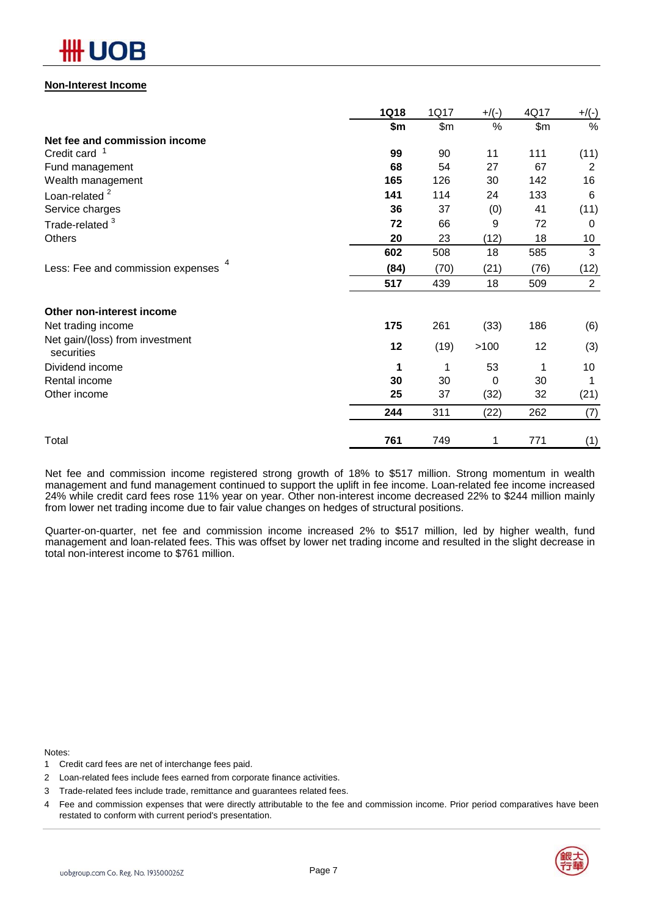## Non-Interest Income

| | 1Q18 | 1Q17 | +/(-) | 4Q17 | +/(-) |
|---|---|---|---|---|---|
| | **$m** | $m | % | $m | % |
| **Net fee and commission income** | | | | | |
| Credit card [1] | **99** | 90 | 11 | 111 | (11) |
| Fund management | **68** | 54 | 27 | 67 | 2 |
| Wealth management | **165** | 126 | 30 | 142 | 16 |
| Loan-related [2] | **141** | 114 | 24 | 133 | 6 |
| Service charges | **36** | 37 | (0) | 41 | (11) |
| Trade-related [3] | **72** | 66 | 9 | 72 | 0 |
| Others | **20** | 23 | (12) | 18 | 10 |
| | **602** | 508 | 18 | 585 | 3 |
| Less: Fee and commission expenses [4] | **(84)** | (70) | (21) | (76) | (12) |
| | **517** | 439 | 18 | 509 | 2 |
| **Other non-interest income** | | | | | |
| Net trading income | **175** | 261 | (33) | 186 | (6) |
| Net gain/(loss) from investment securities | **12** | (19) | >100 | 12 | (3) |
| Dividend income | **1** | 1 | 53 | 1 | 10 |
| Rental income | **30** | 30 | 0 | 30 | 1 |
| Other income | **25** | 37 | (32) | 32 | (21) |
| | **244** | 311 | (22) | 262 | (7) |
| Total | **761** | 749 | 1 | 771 | (1) |

Net fee and commission income registered strong growth of 18% to $517 million. Strong momentum in wealth management and fund management continued to support the uplift in fee income. Loan-related fee income increased 24% while credit card fees rose 11% year on year. Other non-interest income decreased 22% to $244 million mainly from lower net trading income due to fair value changes on hedges of structural positions.

Quarter-on-quarter, net fee and commission income increased 2% to $517 million, led by higher wealth, fund management and loan-related fees. This was offset by lower net trading income and resulted in the slight decrease in total non-interest income to $761 million.

Notes:

1. Credit card fees are net of interchange fees paid.
2. Loan-related fees include fees earned from corporate finance activities.
3. Trade-related fees include trade, remittance and guarantees related fees.
4. Fee and commission expenses that were directly attributable to the fee and commission income. Prior period comparatives have been restated to conform with current period's presentation.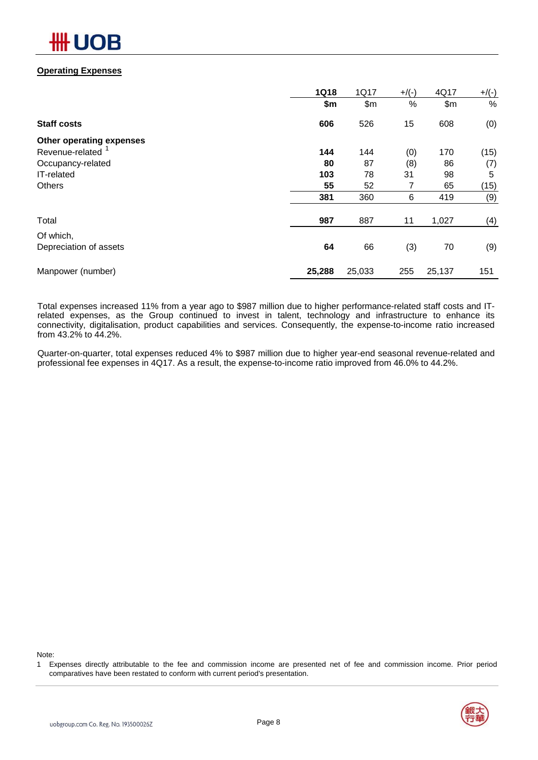## Operating Expenses

| | 1Q18 | 1Q17 | +/(-) | 4Q17 | +/(-) |
|---|---|---|---|---|---|
| | $m | $m | % | $m | % |
| **Staff costs** | **606** | 526 | 15 | 608 | (0) |
| **Other operating expenses** | | | | | |
| Revenue-related [1] | **144** | 144 | (0) | 170 | (15) |
| Occupancy-related | **80** | 87 | (8) | 86 | (7) |
| IT-related | **103** | 78 | 31 | 98 | 5 |
| Others | **55** | 52 | 7 | 65 | (15) |
| | **381** | 360 | 6 | 419 | (9) |
| Total | **987** | 887 | 11 | 1,027 | (4) |
| Of which, | | | | | |
| Depreciation of assets | **64** | 66 | (3) | 70 | (9) |
| Manpower (number) | **25,288** | 25,033 | 255 | 25,137 | 151 |

Total expenses increased 11% from a year ago to $987 million due to higher performance-related staff costs and IT-related expenses, as the Group continued to invest in talent, technology and infrastructure to enhance its connectivity, digitalisation, product capabilities and services. Consequently, the expense-to-income ratio increased from 43.2% to 44.2%.

Quarter-on-quarter, total expenses reduced 4% to $987 million due to higher year-end seasonal revenue-related and professional fee expenses in 4Q17. As a result, the expense-to-income ratio improved from 46.0% to 44.2%.

Note:

1 Expenses directly attributable to the fee and commission income are presented net of fee and commission income. Prior period comparatives have been restated to conform with current period's presentation.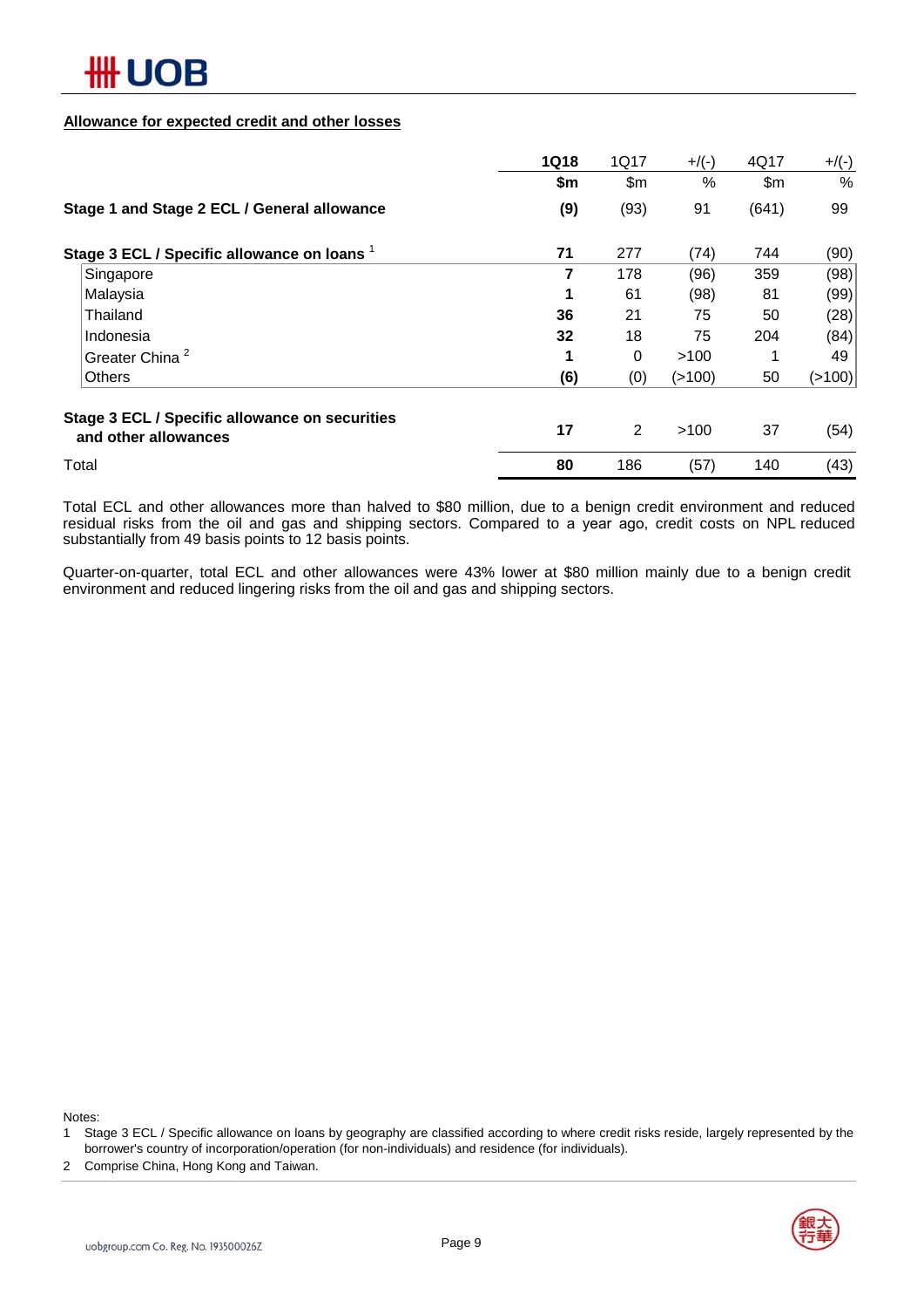## Allowance for expected credit and other losses

| | 1Q18 | 1Q17 | +/(-) | 4Q17 | +/(-) |
|---|---|---|---|---|---|
| | **$m** | $m | % | $m | % |
| **Stage 1 and Stage 2 ECL / General allowance** | **(9)** | (93) | 91 | (641) | 99 |
| **Stage 3 ECL / Specific allowance on loans** [1] | **71** | 277 | (74) | 744 | (90) |
| Singapore | **7** | 178 | (96) | 359 | (98) |
| Malaysia | **1** | 61 | (98) | 81 | (99) |
| Thailand | **36** | 21 | 75 | 50 | (28) |
| Indonesia | **32** | 18 | 75 | 204 | (84) |
| Greater China [2] | **1** | 0 | >100 | 1 | 49 |
| Others | **(6)** | (0) | (>100) | 50 | (>100) |
| **Stage 3 ECL / Specific allowance on securities and other allowances** | **17** | 2 | >100 | 37 | (54) |
| Total | **80** | 186 | (57) | 140 | (43) |

Total ECL and other allowances more than halved to $80 million, due to a benign credit environment and reduced residual risks from the oil and gas and shipping sectors. Compared to a year ago, credit costs on NPL reduced substantially from 49 basis points to 12 basis points.

Quarter-on-quarter, total ECL and other allowances were 43% lower at $80 million mainly due to a benign credit environment and reduced lingering risks from the oil and gas and shipping sectors.

Notes:

1 Stage 3 ECL / Specific allowance on loans by geography are classified according to where credit risks reside, largely represented by the borrower's country of incorporation/operation (for non-individuals) and residence (for individuals).

2 Comprise China, Hong Kong and Taiwan.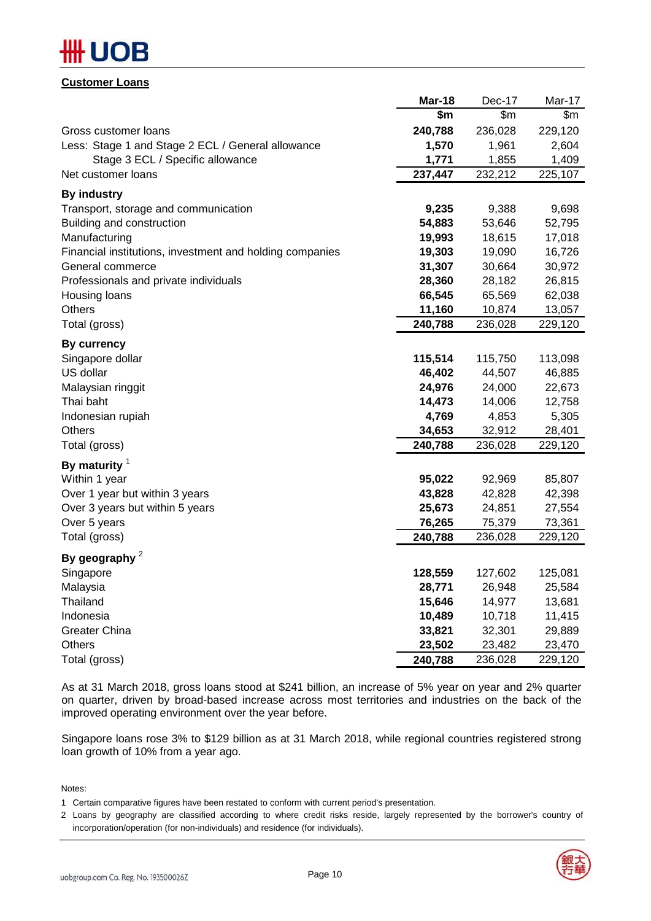## Customer Loans

| | Mar-18 | Dec-17 | Mar-17 |
|---|---|---|---|
| | $m | $m | $m |
| Gross customer loans | **240,788** | 236,028 | 229,120 |
| Less: Stage 1 and Stage 2 ECL / General allowance | **1,570** | 1,961 | 2,604 |
| Stage 3 ECL / Specific allowance | **1,771** | 1,855 | 1,409 |
| Net customer loans | **237,447** | 232,212 | 225,107 |
| **By industry** | | | |
| Transport, storage and communication | **9,235** | 9,388 | 9,698 |
| Building and construction | **54,883** | 53,646 | 52,795 |
| Manufacturing | **19,993** | 18,615 | 17,018 |
| Financial institutions, investment and holding companies | **19,303** | 19,090 | 16,726 |
| General commerce | **31,307** | 30,664 | 30,972 |
| Professionals and private individuals | **28,360** | 28,182 | 26,815 |
| Housing loans | **66,545** | 65,569 | 62,038 |
| Others | **11,160** | 10,874 | 13,057 |
| Total (gross) | **240,788** | 236,028 | 229,120 |
| **By currency** | | | |
| Singapore dollar | **115,514** | 115,750 | 113,098 |
| US dollar | **46,402** | 44,507 | 46,885 |
| Malaysian ringgit | **24,976** | 24,000 | 22,673 |
| Thai baht | **14,473** | 14,006 | 12,758 |
| Indonesian rupiah | **4,769** | 4,853 | 5,305 |
| Others | **34,653** | 32,912 | 28,401 |
| Total (gross) | **240,788** | 236,028 | 229,120 |
| **By maturity** [1] | | | |
| Within 1 year | **95,022** | 92,969 | 85,807 |
| Over 1 year but within 3 years | **43,828** | 42,828 | 42,398 |
| Over 3 years but within 5 years | **25,673** | 24,851 | 27,554 |
| Over 5 years | **76,265** | 75,379 | 73,361 |
| Total (gross) | **240,788** | 236,028 | 229,120 |
| **By geography** [2] | | | |
| Singapore | **128,559** | 127,602 | 125,081 |
| Malaysia | **28,771** | 26,948 | 25,584 |
| Thailand | **15,646** | 14,977 | 13,681 |
| Indonesia | **10,489** | 10,718 | 11,415 |
| Greater China | **33,821** | 32,301 | 29,889 |
| Others | **23,502** | 23,482 | 23,470 |
| Total (gross) | **240,788** | 236,028 | 229,120 |

As at 31 March 2018, gross loans stood at $241 billion, an increase of 5% year on year and 2% quarter on quarter, driven by broad-based increase across most territories and industries on the back of the improved operating environment over the year before.

Singapore loans rose 3% to $129 billion as at 31 March 2018, while regional countries registered strong loan growth of 10% from a year ago.

Notes:

1 Certain comparative figures have been restated to conform with current period's presentation.

2 Loans by geography are classified according to where credit risks reside, largely represented by the borrower's country of incorporation/operation (for non-individuals) and residence (for individuals).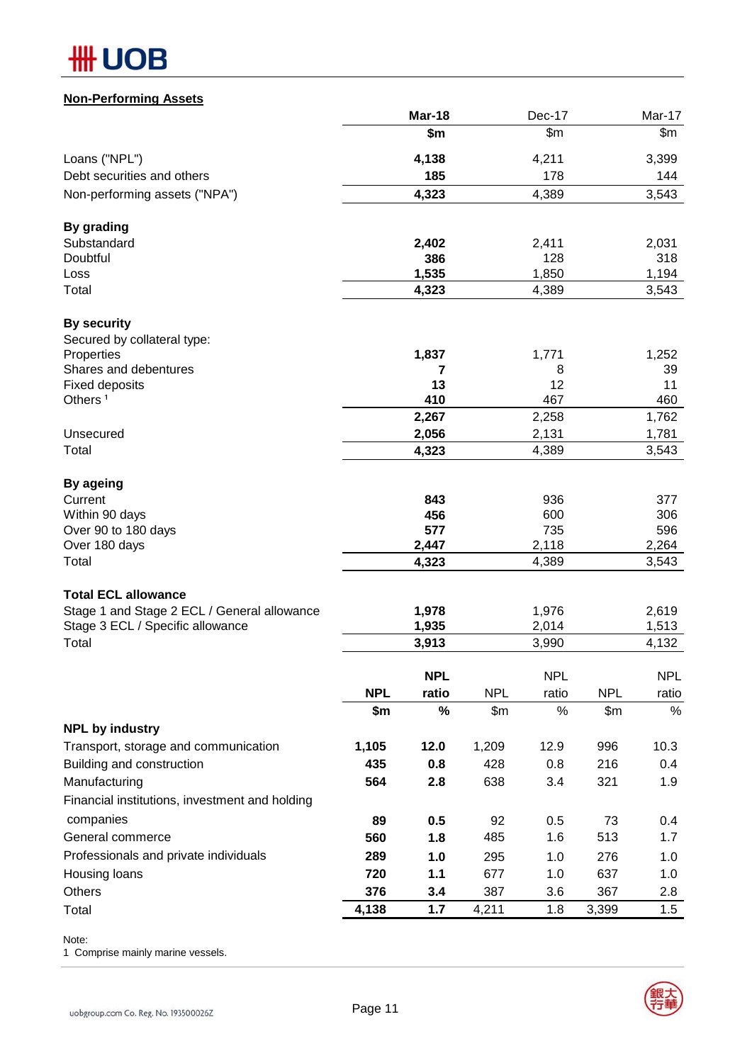## Non-Performing Assets

| | Mar-18 | Dec-17 | Mar-17 |
|---|---|---|---|
| | $m | $m | $m |
| Loans ("NPL") | **4,138** | 4,211 | 3,399 |
| Debt securities and others | **185** | 178 | 144 |
| Non-performing assets ("NPA") | **4,323** | 4,389 | 3,543 |
| **By grading** | | | |
| Substandard | **2,402** | 2,411 | 2,031 |
| Doubtful | **386** | 128 | 318 |
| Loss | **1,535** | 1,850 | 1,194 |
| Total | **4,323** | 4,389 | 3,543 |
| **By security** | | | |
| Secured by collateral type: | | | |
| Properties | **1,837** | 1,771 | 1,252 |
| Shares and debentures | **7** | 8 | 39 |
| Fixed deposits | **13** | 12 | 11 |
| Others [1] | **410** | 467 | 460 |
| | **2,267** | 2,258 | 1,762 |
| Unsecured | **2,056** | 2,131 | 1,781 |
| Total | **4,323** | 4,389 | 3,543 |
| **By ageing** | | | |
| Current | **843** | 936 | 377 |
| Within 90 days | **456** | 600 | 306 |
| Over 90 to 180 days | **577** | 735 | 596 |
| Over 180 days | **2,447** | 2,118 | 2,264 |
| Total | **4,323** | 4,389 | 3,543 |
| **Total ECL allowance** | | | |
| Stage 1 and Stage 2 ECL / General allowance | **1,978** | 1,976 | 2,619 |
| Stage 3 ECL / Specific allowance | **1,935** | 2,014 | 1,513 |
| Total | **3,913** | 3,990 | 4,132 |

| | Mar-18 NPL | Mar-18 NPL ratio | Dec-17 NPL | Dec-17 NPL ratio | Mar-17 NPL | Mar-17 NPL ratio |
|---|---|---|---|---|---|---|
| | $m | % | $m | % | $m | % |
| **NPL by industry** | | | | | | |
| Transport, storage and communication | **1,105** | **12.0** | 1,209 | 12.9 | 996 | 10.3 |
| Building and construction | **435** | **0.8** | 428 | 0.8 | 216 | 0.4 |
| Manufacturing | **564** | **2.8** | 638 | 3.4 | 321 | 1.9 |
| Financial institutions, investment and holding companies | **89** | **0.5** | 92 | 0.5 | 73 | 0.4 |
| General commerce | **560** | **1.8** | 485 | 1.6 | 513 | 1.7 |
| Professionals and private individuals | **289** | **1.0** | 295 | 1.0 | 276 | 1.0 |
| Housing loans | **720** | **1.1** | 677 | 1.0 | 637 | 1.0 |
| Others | **376** | **3.4** | 387 | 3.6 | 367 | 2.8 |
| Total | **4,138** | **1.7** | 4,211 | 1.8 | 3,399 | 1.5 |

Note:
1 Comprise mainly marine vessels.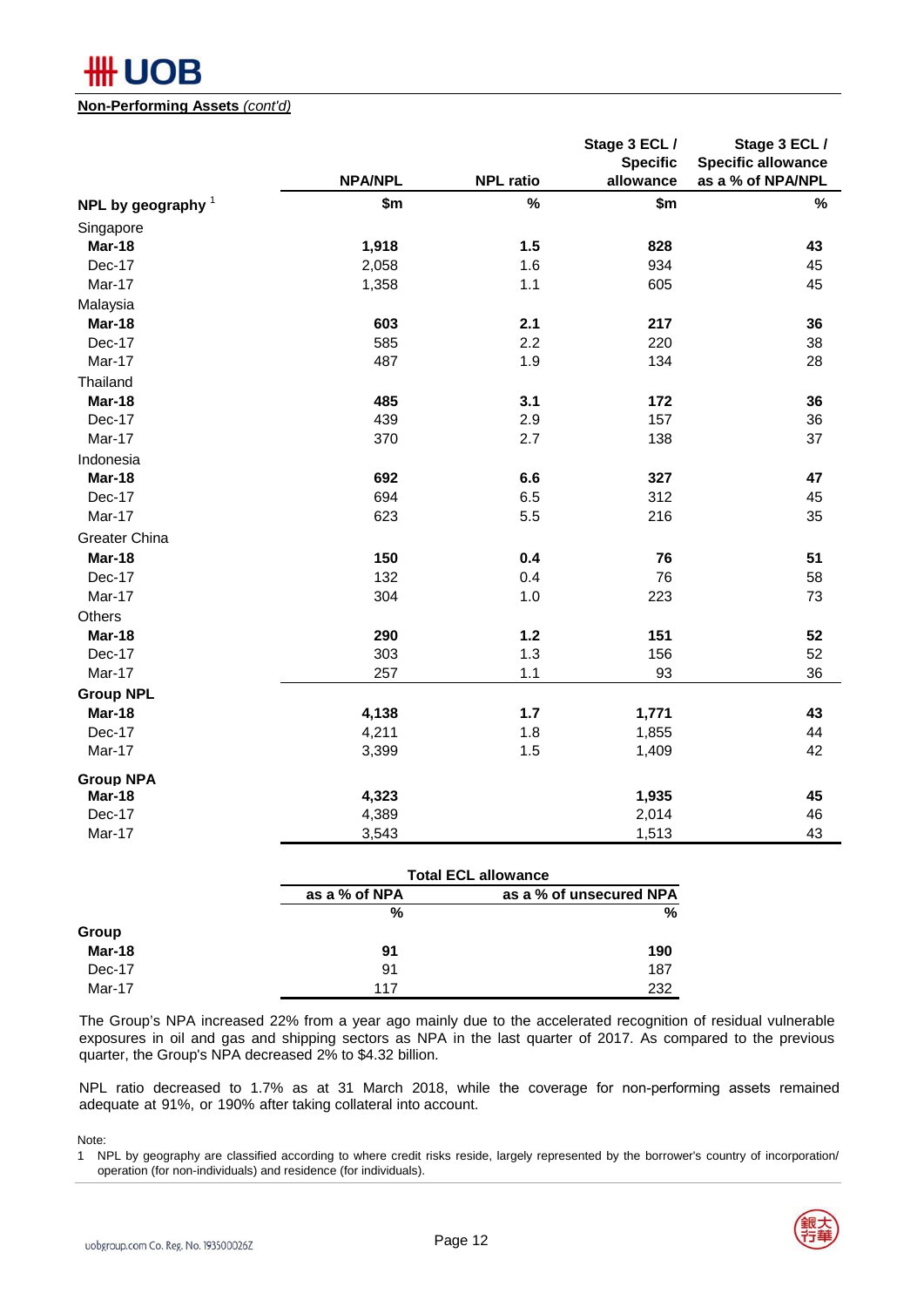**Non-Performing Assets** *(cont'd)*

| NPL by geography [1] | NPA/NPL | NPL ratio | Stage 3 ECL / Specific allowance | Stage 3 ECL / Specific allowance as a % of NPA/NPL |
|---|---|---|---|---|
| | $m | % | $m | % |
| Singapore | | | | |
| **Mar-18** | **1,918** | **1.5** | **828** | **43** |
| Dec-17 | 2,058 | 1.6 | 934 | 45 |
| Mar-17 | 1,358 | 1.1 | 605 | 45 |
| Malaysia | | | | |
| **Mar-18** | **603** | **2.1** | **217** | **36** |
| Dec-17 | 585 | 2.2 | 220 | 38 |
| Mar-17 | 487 | 1.9 | 134 | 28 |
| Thailand | | | | |
| **Mar-18** | **485** | **3.1** | **172** | **36** |
| Dec-17 | 439 | 2.9 | 157 | 36 |
| Mar-17 | 370 | 2.7 | 138 | 37 |
| Indonesia | | | | |
| **Mar-18** | **692** | **6.6** | **327** | **47** |
| Dec-17 | 694 | 6.5 | 312 | 45 |
| Mar-17 | 623 | 5.5 | 216 | 35 |
| Greater China | | | | |
| **Mar-18** | **150** | **0.4** | **76** | **51** |
| Dec-17 | 132 | 0.4 | 76 | 58 |
| Mar-17 | 304 | 1.0 | 223 | 73 |
| Others | | | | |
| **Mar-18** | **290** | **1.2** | **151** | **52** |
| Dec-17 | 303 | 1.3 | 156 | 52 |
| Mar-17 | 257 | 1.1 | 93 | 36 |
| **Group NPL** | | | | |
| **Mar-18** | **4,138** | **1.7** | **1,771** | **43** |
| Dec-17 | 4,211 | 1.8 | 1,855 | 44 |
| Mar-17 | 3,399 | 1.5 | 1,409 | 42 |
| **Group NPA** | | | | |
| **Mar-18** | **4,323** | | **1,935** | **45** |
| Dec-17 | 4,389 | | 2,014 | 46 |
| Mar-17 | 3,543 | | 1,513 | 43 |

| | Total ECL allowance | |
|---|---|---|
| | as a % of NPA | as a % of unsecured NPA |
| | % | % |
| **Group** | | |
| **Mar-18** | **91** | **190** |
| Dec-17 | 91 | 187 |
| Mar-17 | 117 | 232 |

The Group's NPA increased 22% from a year ago mainly due to the accelerated recognition of residual vulnerable exposures in oil and gas and shipping sectors as NPA in the last quarter of 2017. As compared to the previous quarter, the Group's NPA decreased 2% to $4.32 billion.

NPL ratio decreased to 1.7% as at 31 March 2018, while the coverage for non-performing assets remained adequate at 91%, or 190% after taking collateral into account.

Note:

1 NPL by geography are classified according to where credit risks reside, largely represented by the borrower's country of incorporation/ operation (for non-individuals) and residence (for individuals).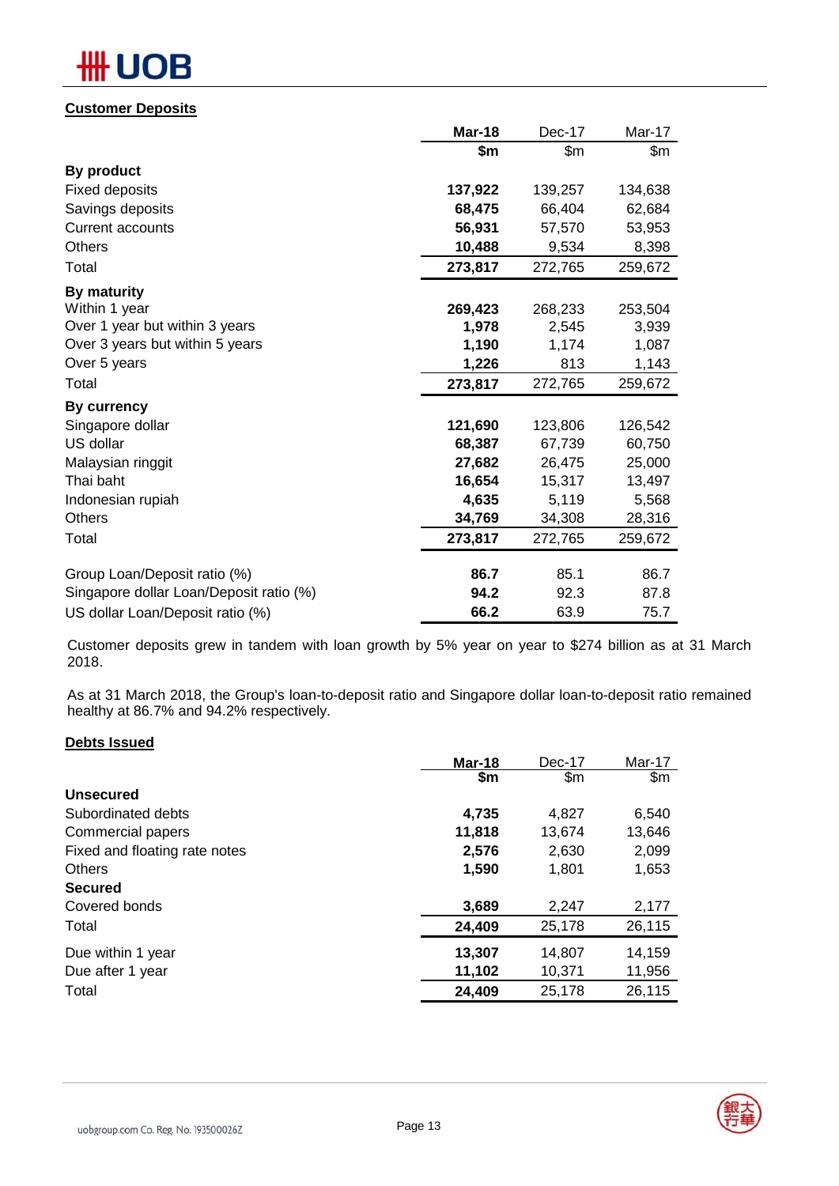## Customer Deposits

| | Mar-18 | Dec-17 | Mar-17 |
|---|---|---|---|
| | $m | $m | $m |
| **By product** | | | |
| Fixed deposits | **137,922** | 139,257 | 134,638 |
| Savings deposits | **68,475** | 66,404 | 62,684 |
| Current accounts | **56,931** | 57,570 | 53,953 |
| Others | **10,488** | 9,534 | 8,398 |
| Total | **273,817** | 272,765 | 259,672 |
| **By maturity** | | | |
| Within 1 year | **269,423** | 268,233 | 253,504 |
| Over 1 year but within 3 years | **1,978** | 2,545 | 3,939 |
| Over 3 years but within 5 years | **1,190** | 1,174 | 1,087 |
| Over 5 years | **1,226** | 813 | 1,143 |
| Total | **273,817** | 272,765 | 259,672 |
| **By currency** | | | |
| Singapore dollar | **121,690** | 123,806 | 126,542 |
| US dollar | **68,387** | 67,739 | 60,750 |
| Malaysian ringgit | **27,682** | 26,475 | 25,000 |
| Thai baht | **16,654** | 15,317 | 13,497 |
| Indonesian rupiah | **4,635** | 5,119 | 5,568 |
| Others | **34,769** | 34,308 | 28,316 |
| Total | **273,817** | 272,765 | 259,672 |
| | | | |
| Group Loan/Deposit ratio (%) | **86.7** | 85.1 | 86.7 |
| Singapore dollar Loan/Deposit ratio (%) | **94.2** | 92.3 | 87.8 |
| US dollar Loan/Deposit ratio (%) | **66.2** | 63.9 | 75.7 |

Customer deposits grew in tandem with loan growth by 5% year on year to $274 billion as at 31 March 2018.

As at 31 March 2018, the Group's loan-to-deposit ratio and Singapore dollar loan-to-deposit ratio remained healthy at 86.7% and 94.2% respectively.

## Debts Issued

| | Mar-18 | Dec-17 | Mar-17 |
|---|---|---|---|
| | $m | $m | $m |
| **Unsecured** | | | |
| Subordinated debts | **4,735** | 4,827 | 6,540 |
| Commercial papers | **11,818** | 13,674 | 13,646 |
| Fixed and floating rate notes | **2,576** | 2,630 | 2,099 |
| Others | **1,590** | 1,801 | 1,653 |
| **Secured** | | | |
| Covered bonds | **3,689** | 2,247 | 2,177 |
| Total | **24,409** | 25,178 | 26,115 |
| | | | |
| Due within 1 year | **13,307** | 14,807 | 14,159 |
| Due after 1 year | **11,102** | 10,371 | 11,956 |
| Total | **24,409** | 25,178 | 26,115 |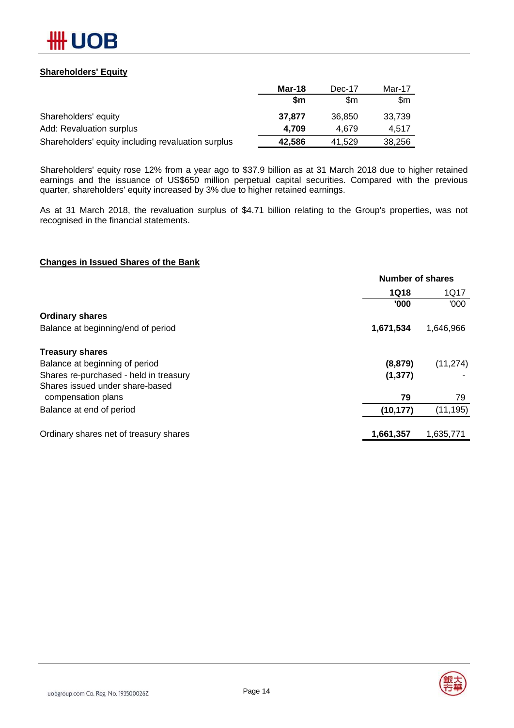## Shareholders' Equity

| | Mar-18 | Dec-17 | Mar-17 |
|---|---|---|---|
| | **$m** | $m | $m |
| Shareholders' equity | **37,877** | 36,850 | 33,739 |
| Add: Revaluation surplus | **4,709** | 4,679 | 4,517 |
| Shareholders' equity including revaluation surplus | **42,586** | 41,529 | 38,256 |

Shareholders' equity rose 12% from a year ago to $37.9 billion as at 31 March 2018 due to higher retained earnings and the issuance of US$650 million perpetual capital securities. Compared with the previous quarter, shareholders' equity increased by 3% due to higher retained earnings.

As at 31 March 2018, the revaluation surplus of $4.71 billion relating to the Group's properties, was not recognised in the financial statements.

## Changes in Issued Shares of the Bank

| | Number of shares | |
|---|---|---|
| | **1Q18** | 1Q17 |
| | **'000** | '000 |
| **Ordinary shares** | | |
| Balance at beginning/end of period | **1,671,534** | 1,646,966 |
| **Treasury shares** | | |
| Balance at beginning of period | **(8,879)** | (11,274) |
| Shares re-purchased - held in treasury | **(1,377)** | - |
| Shares issued under share-based compensation plans | **79** | 79 |
| Balance at end of period | **(10,177)** | (11,195) |
| Ordinary shares net of treasury shares | **1,661,357** | 1,635,771 |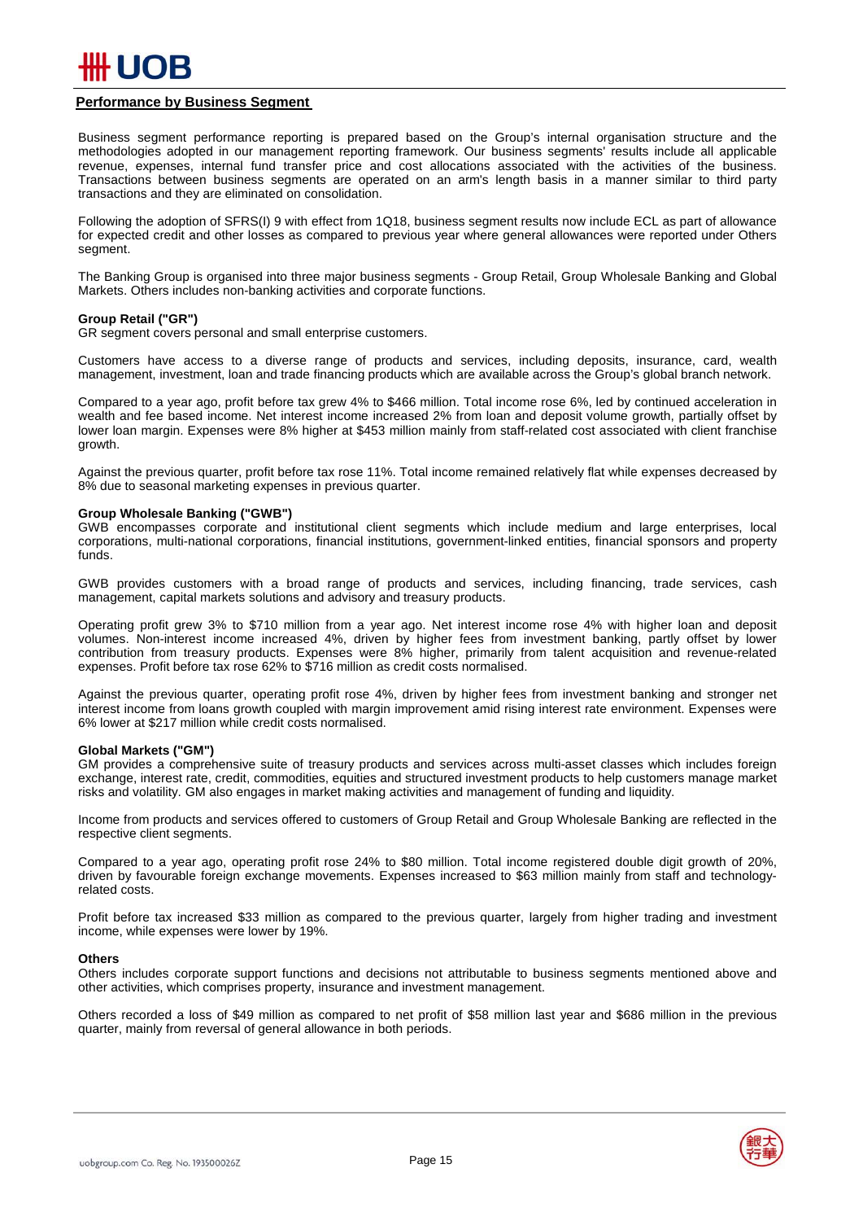## Performance by Business Segment

Business segment performance reporting is prepared based on the Group's internal organisation structure and the methodologies adopted in our management reporting framework. Our business segments' results include all applicable revenue, expenses, internal fund transfer price and cost allocations associated with the activities of the business. Transactions between business segments are operated on an arm's length basis in a manner similar to third party transactions and they are eliminated on consolidation.

Following the adoption of SFRS(I) 9 with effect from 1Q18, business segment results now include ECL as part of allowance for expected credit and other losses as compared to previous year where general allowances were reported under Others segment.

The Banking Group is organised into three major business segments - Group Retail, Group Wholesale Banking and Global Markets. Others includes non-banking activities and corporate functions.

**Group Retail ("GR")**
GR segment covers personal and small enterprise customers.

Customers have access to a diverse range of products and services, including deposits, insurance, card, wealth management, investment, loan and trade financing products which are available across the Group's global branch network.

Compared to a year ago, profit before tax grew 4% to $466 million. Total income rose 6%, led by continued acceleration in wealth and fee based income. Net interest income increased 2% from loan and deposit volume growth, partially offset by lower loan margin. Expenses were 8% higher at $453 million mainly from staff-related cost associated with client franchise growth.

Against the previous quarter, profit before tax rose 11%. Total income remained relatively flat while expenses decreased by 8% due to seasonal marketing expenses in previous quarter.

**Group Wholesale Banking ("GWB")**
GWB encompasses corporate and institutional client segments which include medium and large enterprises, local corporations, multi-national corporations, financial institutions, government-linked entities, financial sponsors and property funds.

GWB provides customers with a broad range of products and services, including financing, trade services, cash management, capital markets solutions and advisory and treasury products.

Operating profit grew 3% to $710 million from a year ago. Net interest income rose 4% with higher loan and deposit volumes. Non-interest income increased 4%, driven by higher fees from investment banking, partly offset by lower contribution from treasury products. Expenses were 8% higher, primarily from talent acquisition and revenue-related expenses. Profit before tax rose 62% to $716 million as credit costs normalised.

Against the previous quarter, operating profit rose 4%, driven by higher fees from investment banking and stronger net interest income from loans growth coupled with margin improvement amid rising interest rate environment. Expenses were 6% lower at $217 million while credit costs normalised.

**Global Markets ("GM")**
GM provides a comprehensive suite of treasury products and services across multi-asset classes which includes foreign exchange, interest rate, credit, commodities, equities and structured investment products to help customers manage market risks and volatility. GM also engages in market making activities and management of funding and liquidity.

Income from products and services offered to customers of Group Retail and Group Wholesale Banking are reflected in the respective client segments.

Compared to a year ago, operating profit rose 24% to $80 million. Total income registered double digit growth of 20%, driven by favourable foreign exchange movements. Expenses increased to $63 million mainly from staff and technology-related costs.

Profit before tax increased $33 million as compared to the previous quarter, largely from higher trading and investment income, while expenses were lower by 19%.

**Others**
Others includes corporate support functions and decisions not attributable to business segments mentioned above and other activities, which comprises property, insurance and investment management.

Others recorded a loss of $49 million as compared to net profit of $58 million last year and $686 million in the previous quarter, mainly from reversal of general allowance in both periods.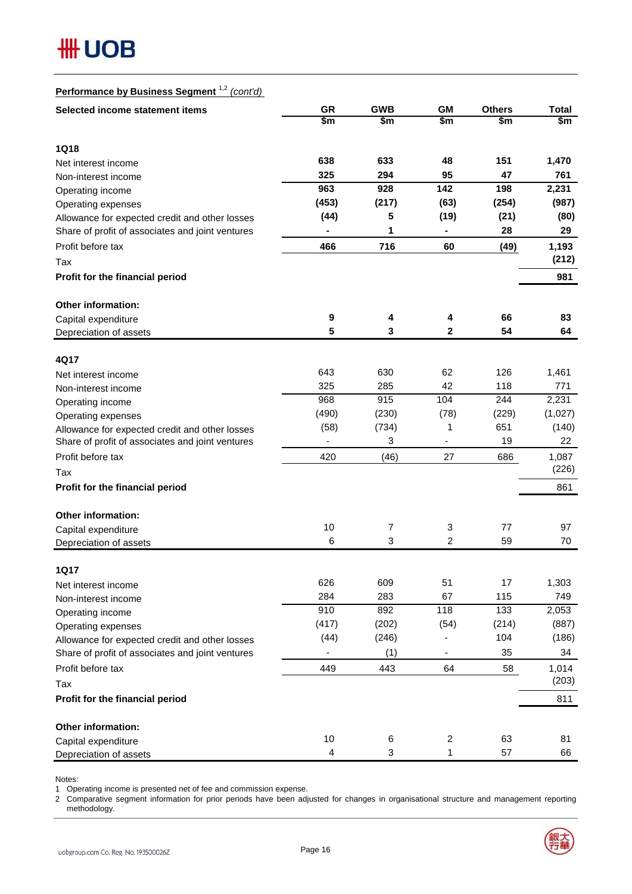**Performance by Business Segment [1,2] *(cont'd)***

| Selected income statement items | GR $m | GWB $m | GM $m | Others $m | Total $m |
|---|---|---|---|---|---|
| **1Q18** | | | | | |
| Net interest income | **638** | **633** | **48** | **151** | **1,470** |
| Non-interest income | **325** | **294** | **95** | **47** | **761** |
| Operating income | **963** | **928** | **142** | **198** | **2,231** |
| Operating expenses | **(453)** | **(217)** | **(63)** | **(254)** | **(987)** |
| Allowance for expected credit and other losses | **(44)** | **5** | **(19)** | **(21)** | **(80)** |
| Share of profit of associates and joint ventures | **-** | **1** | **-** | **28** | **29** |
| Profit before tax | **466** | **716** | **60** | **(49)** | **1,193** |
| Tax | | | | | **(212)** |
| **Profit for the financial period** | | | | | **981** |
| **Other information:** | | | | | |
| Capital expenditure | **9** | **4** | **4** | **66** | **83** |
| Depreciation of assets | **5** | **3** | **2** | **54** | **64** |
| **4Q17** | | | | | |
| Net interest income | 643 | 630 | 62 | 126 | 1,461 |
| Non-interest income | 325 | 285 | 42 | 118 | 771 |
| Operating income | 968 | 915 | 104 | 244 | 2,231 |
| Operating expenses | (490) | (230) | (78) | (229) | (1,027) |
| Allowance for expected credit and other losses | (58) | (734) | 1 | 651 | (140) |
| Share of profit of associates and joint ventures | - | 3 | - | 19 | 22 |
| Profit before tax | 420 | (46) | 27 | 686 | 1,087 |
| Tax | | | | | (226) |
| **Profit for the financial period** | | | | | 861 |
| **Other information:** | | | | | |
| Capital expenditure | 10 | 7 | 3 | 77 | 97 |
| Depreciation of assets | 6 | 3 | 2 | 59 | 70 |
| **1Q17** | | | | | |
| Net interest income | 626 | 609 | 51 | 17 | 1,303 |
| Non-interest income | 284 | 283 | 67 | 115 | 749 |
| Operating income | 910 | 892 | 118 | 133 | 2,053 |
| Operating expenses | (417) | (202) | (54) | (214) | (887) |
| Allowance for expected credit and other losses | (44) | (246) | - | 104 | (186) |
| Share of profit of associates and joint ventures | - | (1) | - | 35 | 34 |
| Profit before tax | 449 | 443 | 64 | 58 | 1,014 |
| Tax | | | | | (203) |
| **Profit for the financial period** | | | | | 811 |
| **Other information:** | | | | | |
| Capital expenditure | 10 | 6 | 2 | 63 | 81 |
| Depreciation of assets | 4 | 3 | 1 | 57 | 66 |

Notes:
1 Operating income is presented net of fee and commission expense.
2 Comparative segment information for prior periods have been adjusted for changes in organisational structure and management reporting methodology.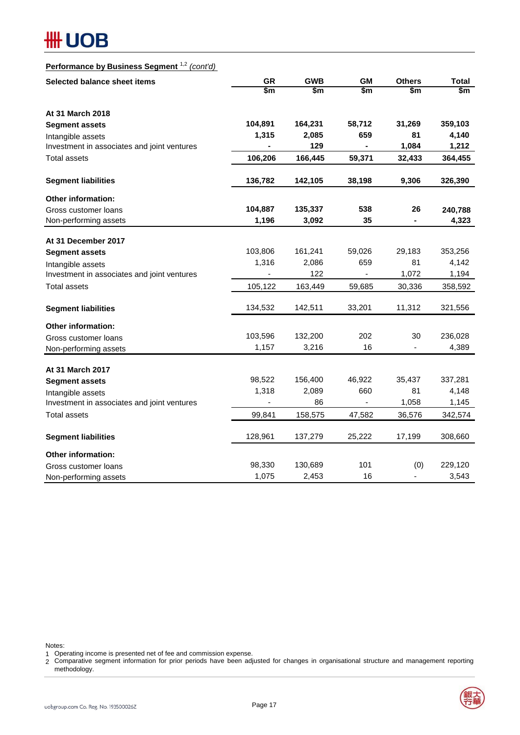**Performance by Business Segment [1,2] *(cont'd)***

| Selected balance sheet items | GR | GWB | GM | Others | Total |
|---|---|---|---|---|---|
| | $m | $m | $m | $m | $m |
| **At 31 March 2018** | | | | | |
| **Segment assets** | **104,891** | **164,231** | **58,712** | **31,269** | **359,103** |
| Intangible assets | **1,315** | **2,085** | **659** | **81** | **4,140** |
| Investment in associates and joint ventures | **-** | **129** | **-** | **1,084** | **1,212** |
| Total assets | **106,206** | **166,445** | **59,371** | **32,433** | **364,455** |
| **Segment liabilities** | **136,782** | **142,105** | **38,198** | **9,306** | **326,390** |
| **Other information:** | | | | | |
| Gross customer loans | **104,887** | **135,337** | **538** | **26** | **240,788** |
| Non-performing assets | **1,196** | **3,092** | **35** | **-** | **4,323** |
| **At 31 December 2017** | | | | | |
| **Segment assets** | 103,806 | 161,241 | 59,026 | 29,183 | 353,256 |
| Intangible assets | 1,316 | 2,086 | 659 | 81 | 4,142 |
| Investment in associates and joint ventures | - | 122 | - | 1,072 | 1,194 |
| Total assets | 105,122 | 163,449 | 59,685 | 30,336 | 358,592 |
| **Segment liabilities** | 134,532 | 142,511 | 33,201 | 11,312 | 321,556 |
| **Other information:** | | | | | |
| Gross customer loans | 103,596 | 132,200 | 202 | 30 | 236,028 |
| Non-performing assets | 1,157 | 3,216 | 16 | - | 4,389 |
| **At 31 March 2017** | | | | | |
| **Segment assets** | 98,522 | 156,400 | 46,922 | 35,437 | 337,281 |
| Intangible assets | 1,318 | 2,089 | 660 | 81 | 4,148 |
| Investment in associates and joint ventures | - | 86 | - | 1,058 | 1,145 |
| Total assets | 99,841 | 158,575 | 47,582 | 36,576 | 342,574 |
| **Segment liabilities** | 128,961 | 137,279 | 25,222 | 17,199 | 308,660 |
| **Other information:** | | | | | |
| Gross customer loans | 98,330 | 130,689 | 101 | (0) | 229,120 |
| Non-performing assets | 1,075 | 2,453 | 16 | - | 3,543 |

Notes:
1 Operating income is presented net of fee and commission expense.
2 Comparative segment information for prior periods have been adjusted for changes in organisational structure and management reporting methodology.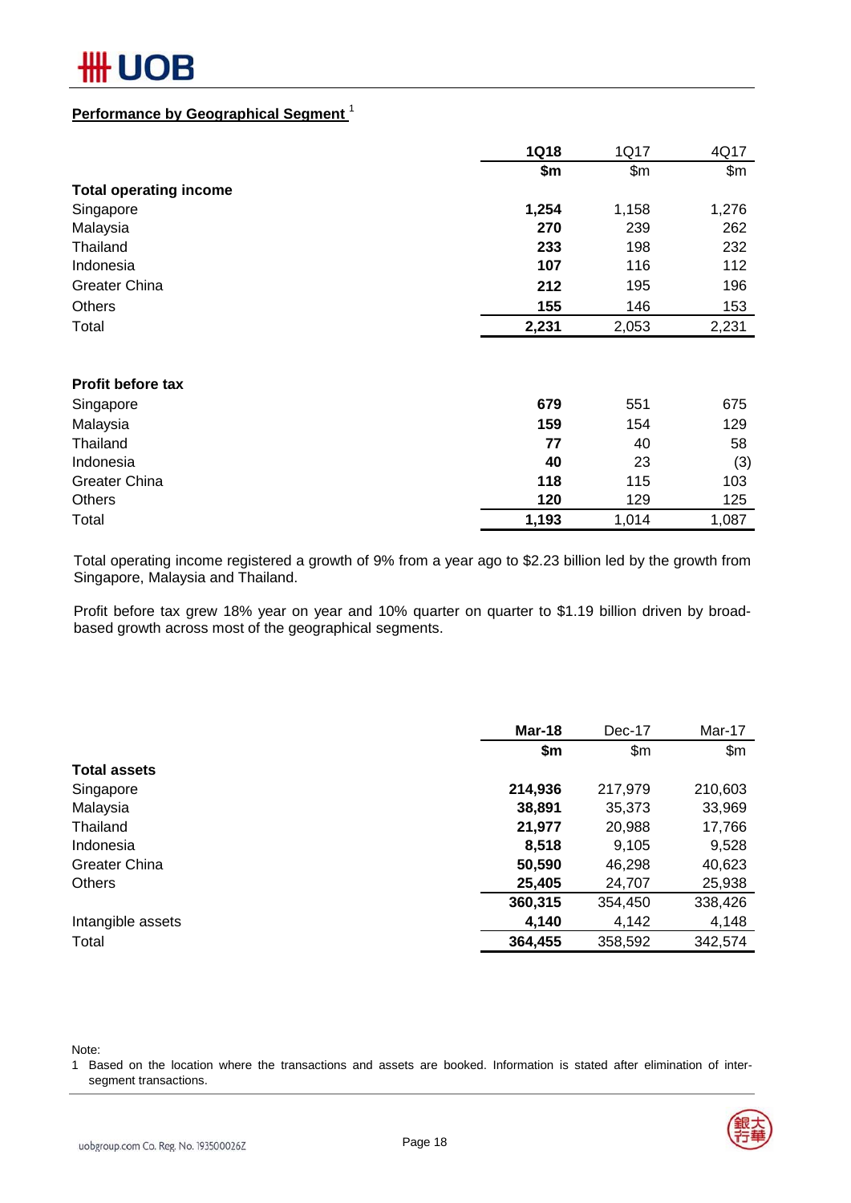## Performance by Geographical Segment [1]

| | **1Q18** | 1Q17 | 4Q17 |
|---|---|---|---|
| | **$m** | $m | $m |
| **Total operating income** | | | |
| Singapore | **1,254** | 1,158 | 1,276 |
| Malaysia | **270** | 239 | 262 |
| Thailand | **233** | 198 | 232 |
| Indonesia | **107** | 116 | 112 |
| Greater China | **212** | 195 | 196 |
| Others | **155** | 146 | 153 |
| Total | **2,231** | 2,053 | 2,231 |
| | | | |
| **Profit before tax** | | | |
| Singapore | **679** | 551 | 675 |
| Malaysia | **159** | 154 | 129 |
| Thailand | **77** | 40 | 58 |
| Indonesia | **40** | 23 | (3) |
| Greater China | **118** | 115 | 103 |
| Others | **120** | 129 | 125 |
| Total | **1,193** | 1,014 | 1,087 |

Total operating income registered a growth of 9% from a year ago to $2.23 billion led by the growth from Singapore, Malaysia and Thailand.

Profit before tax grew 18% year on year and 10% quarter on quarter to $1.19 billion driven by broad-based growth across most of the geographical segments.

| | **Mar-18** | Dec-17 | Mar-17 |
|---|---|---|---|
| | **$m** | $m | $m |
| **Total assets** | | | |
| Singapore | **214,936** | 217,979 | 210,603 |
| Malaysia | **38,891** | 35,373 | 33,969 |
| Thailand | **21,977** | 20,988 | 17,766 |
| Indonesia | **8,518** | 9,105 | 9,528 |
| Greater China | **50,590** | 46,298 | 40,623 |
| Others | **25,405** | 24,707 | 25,938 |
| | **360,315** | 354,450 | 338,426 |
| Intangible assets | **4,140** | 4,142 | 4,148 |
| Total | **364,455** | 358,592 | 342,574 |

Note:
1 Based on the location where the transactions and assets are booked. Information is stated after elimination of inter-segment transactions.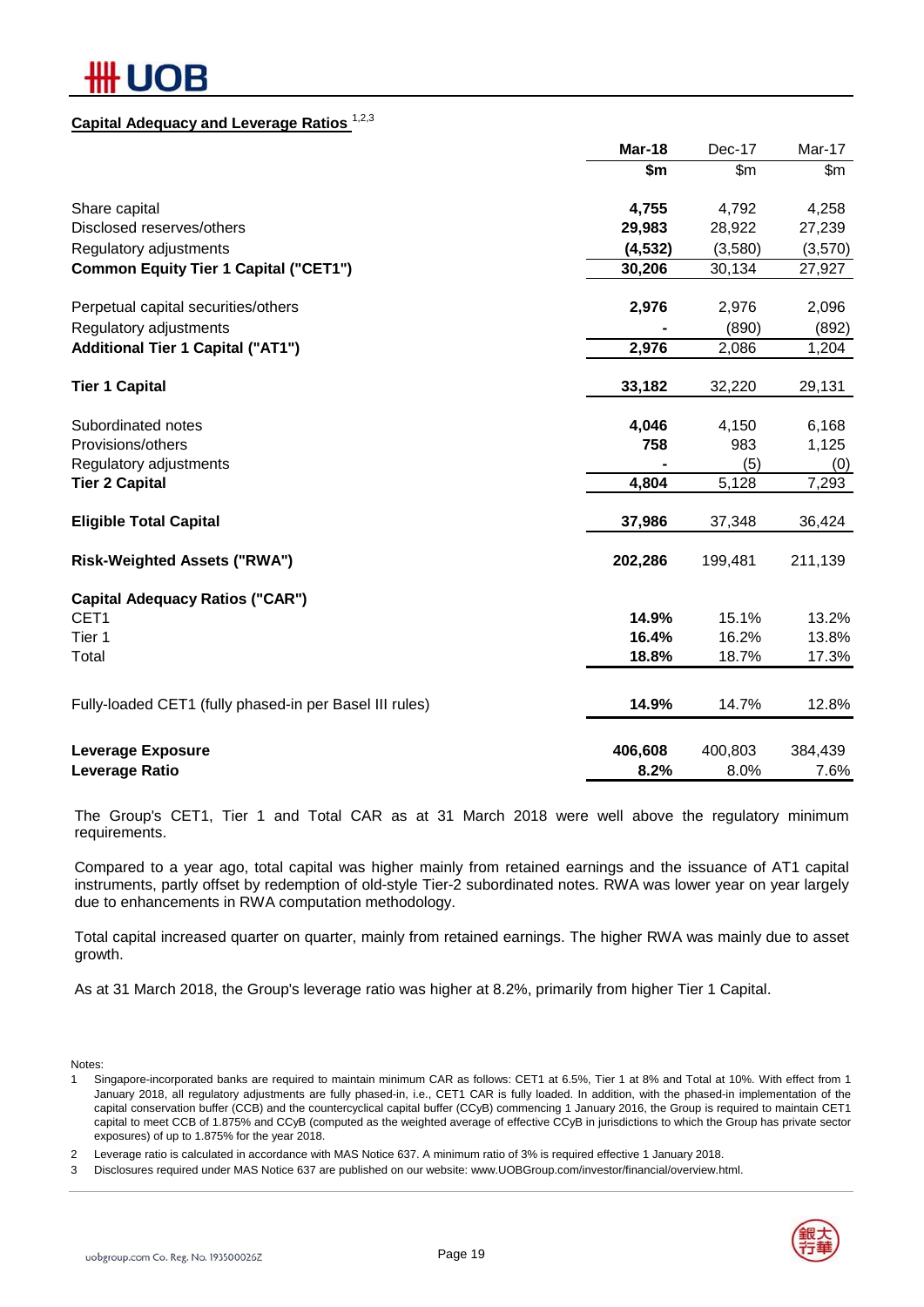## Capital Adequacy and Leverage Ratios [1,2,3]

| | Mar-18 | Dec-17 | Mar-17 |
|---|---|---|---|
| | $m | $m | $m |
| Share capital | **4,755** | 4,792 | 4,258 |
| Disclosed reserves/others | **29,983** | 28,922 | 27,239 |
| Regulatory adjustments | **(4,532)** | (3,580) | (3,570) |
| **Common Equity Tier 1 Capital ("CET1")** | **30,206** | 30,134 | 27,927 |
| | | | |
| Perpetual capital securities/others | **2,976** | 2,976 | 2,096 |
| Regulatory adjustments | **-** | (890) | (892) |
| **Additional Tier 1 Capital ("AT1")** | **2,976** | 2,086 | 1,204 |
| | | | |
| **Tier 1 Capital** | **33,182** | 32,220 | 29,131 |
| | | | |
| Subordinated notes | **4,046** | 4,150 | 6,168 |
| Provisions/others | **758** | 983 | 1,125 |
| Regulatory adjustments | **-** | (5) | (0) |
| **Tier 2 Capital** | **4,804** | 5,128 | 7,293 |
| | | | |
| **Eligible Total Capital** | **37,986** | 37,348 | 36,424 |
| | | | |
| **Risk-Weighted Assets ("RWA")** | **202,286** | 199,481 | 211,139 |
| | | | |
| **Capital Adequacy Ratios ("CAR")** | | | |
| CET1 | **14.9%** | 15.1% | 13.2% |
| Tier 1 | **16.4%** | 16.2% | 13.8% |
| Total | **18.8%** | 18.7% | 17.3% |
| | | | |
| Fully-loaded CET1 (fully phased-in per Basel III rules) | **14.9%** | 14.7% | 12.8% |
| | | | |
| **Leverage Exposure** | **406,608** | 400,803 | 384,439 |
| **Leverage Ratio** | **8.2%** | 8.0% | 7.6% |

The Group's CET1, Tier 1 and Total CAR as at 31 March 2018 were well above the regulatory minimum requirements.

Compared to a year ago, total capital was higher mainly from retained earnings and the issuance of AT1 capital instruments, partly offset by redemption of old-style Tier-2 subordinated notes. RWA was lower year on year largely due to enhancements in RWA computation methodology.

Total capital increased quarter on quarter, mainly from retained earnings. The higher RWA was mainly due to asset growth.

As at 31 March 2018, the Group's leverage ratio was higher at 8.2%, primarily from higher Tier 1 Capital.

Notes:

1. Singapore-incorporated banks are required to maintain minimum CAR as follows: CET1 at 6.5%, Tier 1 at 8% and Total at 10%. With effect from 1 January 2018, all regulatory adjustments are fully phased-in, i.e., CET1 CAR is fully loaded. In addition, with the phased-in implementation of the capital conservation buffer (CCB) and the countercyclical capital buffer (CCyB) commencing 1 January 2016, the Group is required to maintain CET1 capital to meet CCB of 1.875% and CCyB (computed as the weighted average of effective CCyB in jurisdictions to which the Group has private sector exposures) of up to 1.875% for the year 2018.
2. Leverage ratio is calculated in accordance with MAS Notice 637. A minimum ratio of 3% is required effective 1 January 2018.
3. Disclosures required under MAS Notice 637 are published on our website: www.UOBGroup.com/investor/financial/overview.html.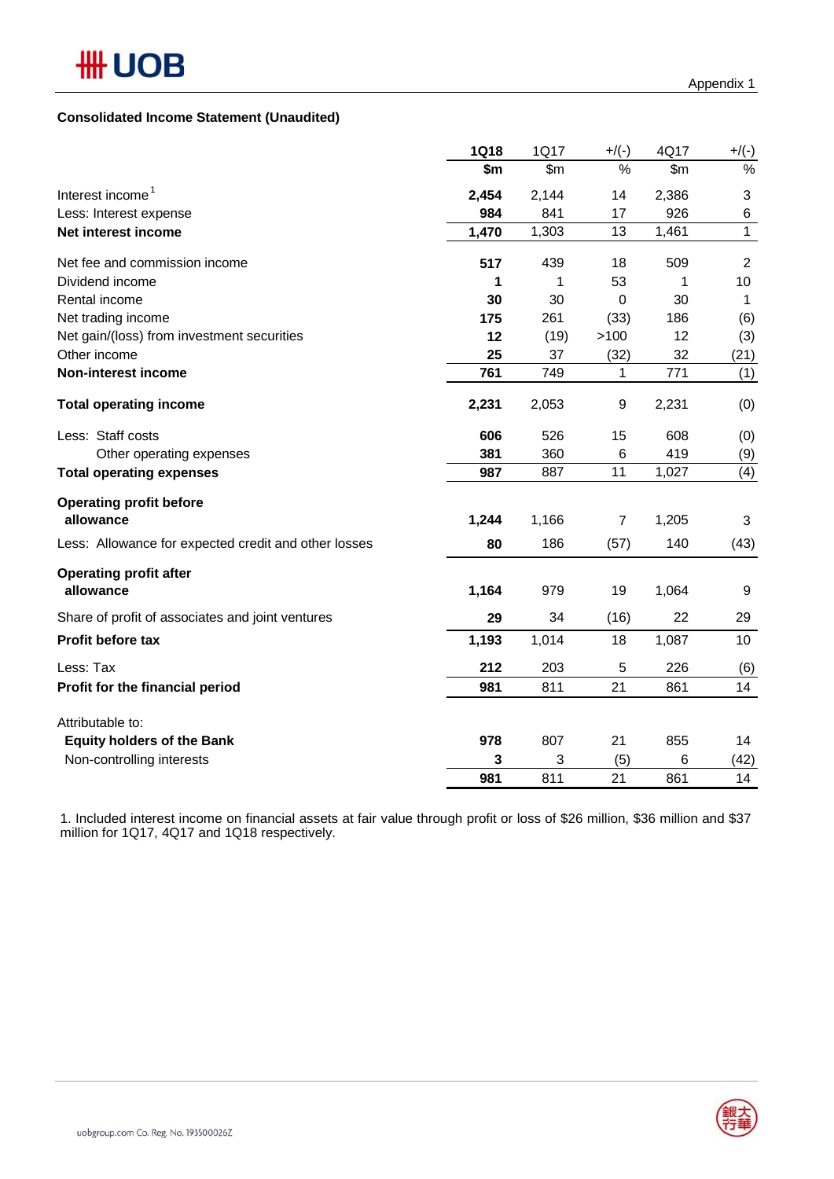Appendix 1

**Consolidated Income Statement (Unaudited)**

| | **1Q18** | 1Q17 | +/(-) | 4Q17 | +/(-) |
|---|---|---|---|---|---|
| | **$m** | $m | % | $m | % |
| Interest income[1] | **2,454** | 2,144 | 14 | 2,386 | 3 |
| Less: Interest expense | **984** | 841 | 17 | 926 | 6 |
| **Net interest income** | **1,470** | 1,303 | 13 | 1,461 | 1 |
| | | | | | |
| Net fee and commission income | **517** | 439 | 18 | 509 | 2 |
| Dividend income | **1** | 1 | 53 | 1 | 10 |
| Rental income | **30** | 30 | 0 | 30 | 1 |
| Net trading income | **175** | 261 | (33) | 186 | (6) |
| Net gain/(loss) from investment securities | **12** | (19) | >100 | 12 | (3) |
| Other income | **25** | 37 | (32) | 32 | (21) |
| **Non-interest income** | **761** | 749 | 1 | 771 | (1) |
| | | | | | |
| **Total operating income** | **2,231** | 2,053 | 9 | 2,231 | (0) |
| | | | | | |
| Less: Staff costs | **606** | 526 | 15 | 608 | (0) |
| Other operating expenses | **381** | 360 | 6 | 419 | (9) |
| **Total operating expenses** | **987** | 887 | 11 | 1,027 | (4) |
| | | | | | |
| **Operating profit before allowance** | **1,244** | 1,166 | 7 | 1,205 | 3 |
| Less: Allowance for expected credit and other losses | **80** | 186 | (57) | 140 | (43) |
| | | | | | |
| **Operating profit after allowance** | **1,164** | 979 | 19 | 1,064 | 9 |
| Share of profit of associates and joint ventures | **29** | 34 | (16) | 22 | 29 |
| **Profit before tax** | **1,193** | 1,014 | 18 | 1,087 | 10 |
| Less: Tax | **212** | 203 | 5 | 226 | (6) |
| **Profit for the financial period** | **981** | 811 | 21 | 861 | 14 |
| | | | | | |
| Attributable to: | | | | | |
| **Equity holders of the Bank** | **978** | 807 | 21 | 855 | 14 |
| Non-controlling interests | **3** | 3 | (5) | 6 | (42) |
| | **981** | 811 | 21 | 861 | 14 |

1. Included interest income on financial assets at fair value through profit or loss of $26 million, $36 million and $37 million for 1Q17, 4Q17 and 1Q18 respectively.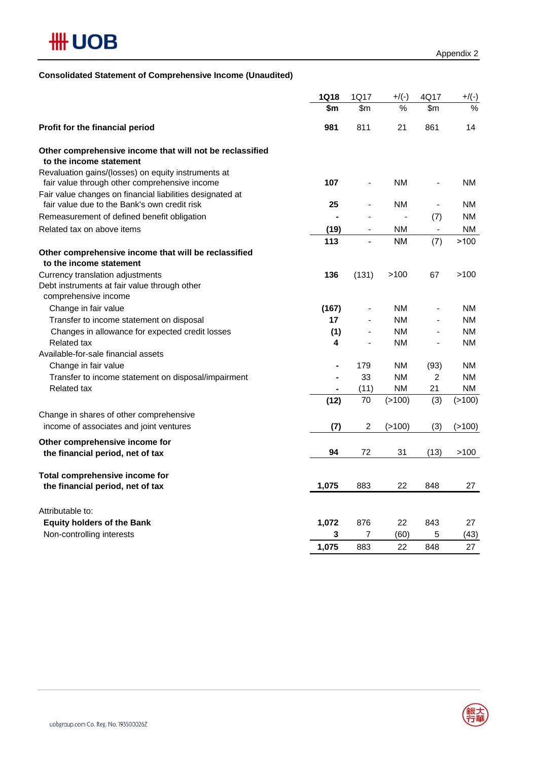Appendix 2

**Consolidated Statement of Comprehensive Income (Unaudited)**

| | **1Q18** | 1Q17 | +/(-) | 4Q17 | +/(-) |
|---|---|---|---|---|---|
| | **$m** | $m | % | $m | % |
| **Profit for the financial period** | **981** | 811 | 21 | 861 | 14 |
| **Other comprehensive income that will not be reclassified to the income statement** | | | | | |
| Revaluation gains/(losses) on equity instruments at fair value through other comprehensive income | **107** | - | NM | - | NM |
| Fair value changes on financial liabilities designated at fair value due to the Bank's own credit risk | **25** | - | NM | - | NM |
| Remeasurement of defined benefit obligation | **-** | - | - | (7) | NM |
| Related tax on above items | **(19)** | - | NM | - | NM |
| | **113** | - | NM | (7) | >100 |
| **Other comprehensive income that will be reclassified to the income statement** | | | | | |
| Currency translation adjustments | **136** | (131) | >100 | 67 | >100 |
| Debt instruments at fair value through other comprehensive income | | | | | |
| Change in fair value | **(167)** | - | NM | - | NM |
| Transfer to income statement on disposal | **17** | - | NM | - | NM |
| Changes in allowance for expected credit losses | **(1)** | - | NM | - | NM |
| Related tax | **4** | - | NM | - | NM |
| Available-for-sale financial assets | | | | | |
| Change in fair value | **-** | 179 | NM | (93) | NM |
| Transfer to income statement on disposal/impairment | **-** | 33 | NM | 2 | NM |
| Related tax | **-** | (11) | NM | 21 | NM |
| | **(12)** | 70 | (>100) | (3) | (>100) |
| Change in shares of other comprehensive income of associates and joint ventures | **(7)** | 2 | (>100) | (3) | (>100) |
| **Other comprehensive income for the financial period, net of tax** | **94** | 72 | 31 | (13) | >100 |
| **Total comprehensive income for the financial period, net of tax** | **1,075** | 883 | 22 | 848 | 27 |
| Attributable to: | | | | | |
| **Equity holders of the Bank** | **1,072** | 876 | 22 | 843 | 27 |
| Non-controlling interests | **3** | 7 | (60) | 5 | (43) |
| | **1,075** | 883 | 22 | 848 | 27 |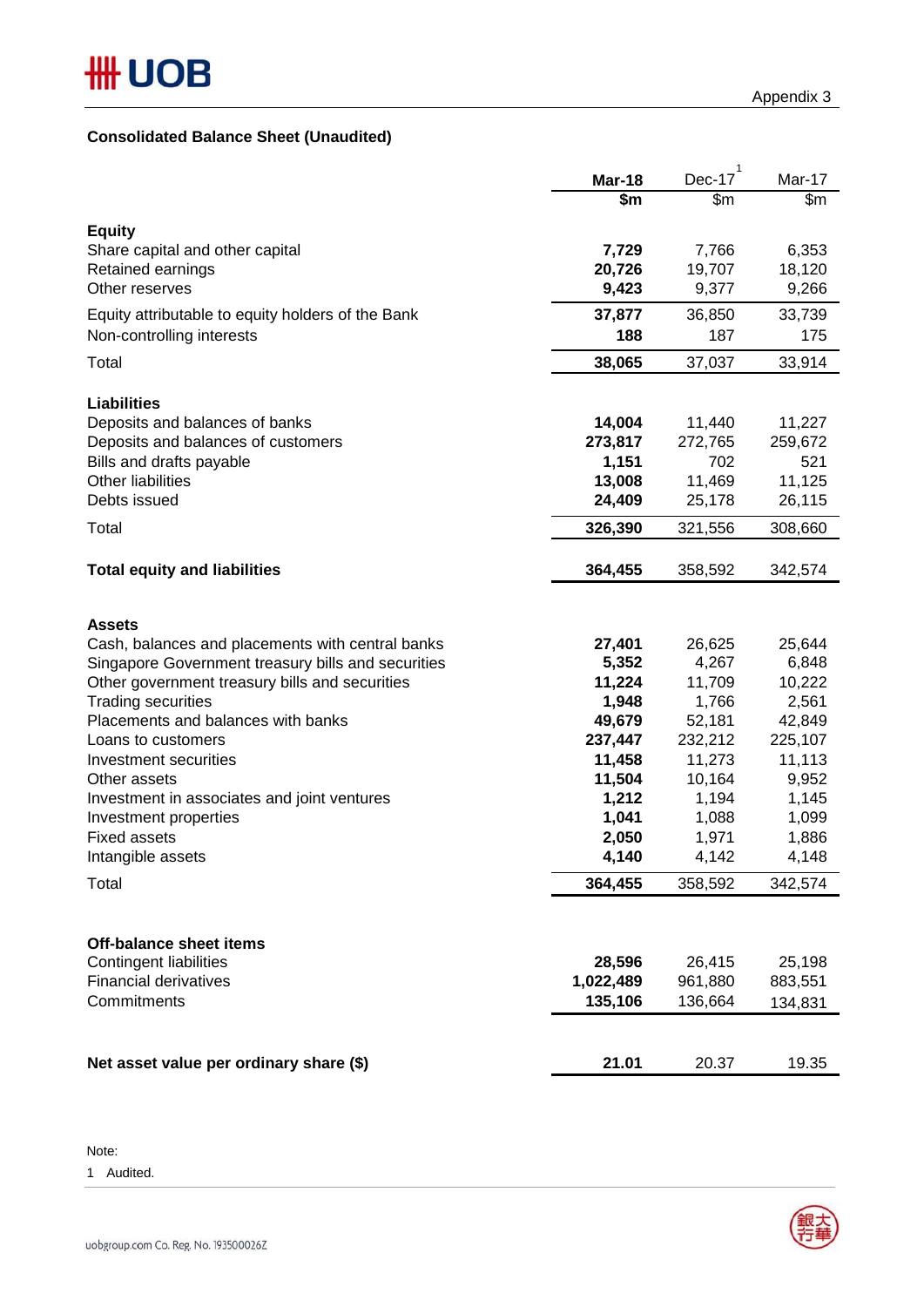Appendix 3

## Consolidated Balance Sheet (Unaudited)

| | **Mar-18** | Dec-17[1] | Mar-17 |
|---|---|---|---|
| | **$m** | $m | $m |
| **Equity** | | | |
| Share capital and other capital | **7,729** | 7,766 | 6,353 |
| Retained earnings | **20,726** | 19,707 | 18,120 |
| Other reserves | **9,423** | 9,377 | 9,266 |
| Equity attributable to equity holders of the Bank | **37,877** | 36,850 | 33,739 |
| Non-controlling interests | **188** | 187 | 175 |
| Total | **38,065** | 37,037 | 33,914 |
| **Liabilities** | | | |
| Deposits and balances of banks | **14,004** | 11,440 | 11,227 |
| Deposits and balances of customers | **273,817** | 272,765 | 259,672 |
| Bills and drafts payable | **1,151** | 702 | 521 |
| Other liabilities | **13,008** | 11,469 | 11,125 |
| Debts issued | **24,409** | 25,178 | 26,115 |
| Total | **326,390** | 321,556 | 308,660 |
| **Total equity and liabilities** | **364,455** | 358,592 | 342,574 |
| **Assets** | | | |
| Cash, balances and placements with central banks | **27,401** | 26,625 | 25,644 |
| Singapore Government treasury bills and securities | **5,352** | 4,267 | 6,848 |
| Other government treasury bills and securities | **11,224** | 11,709 | 10,222 |
| Trading securities | **1,948** | 1,766 | 2,561 |
| Placements and balances with banks | **49,679** | 52,181 | 42,849 |
| Loans to customers | **237,447** | 232,212 | 225,107 |
| Investment securities | **11,458** | 11,273 | 11,113 |
| Other assets | **11,504** | 10,164 | 9,952 |
| Investment in associates and joint ventures | **1,212** | 1,194 | 1,145 |
| Investment properties | **1,041** | 1,088 | 1,099 |
| Fixed assets | **2,050** | 1,971 | 1,886 |
| Intangible assets | **4,140** | 4,142 | 4,148 |
| Total | **364,455** | 358,592 | 342,574 |
| **Off-balance sheet items** | | | |
| Contingent liabilities | **28,596** | 26,415 | 25,198 |
| Financial derivatives | **1,022,489** | 961,880 | 883,551 |
| Commitments | **135,106** | 136,664 | 134,831 |
| **Net asset value per ordinary share ($)** | **21.01** | 20.37 | 19.35 |

Note:

1 Audited.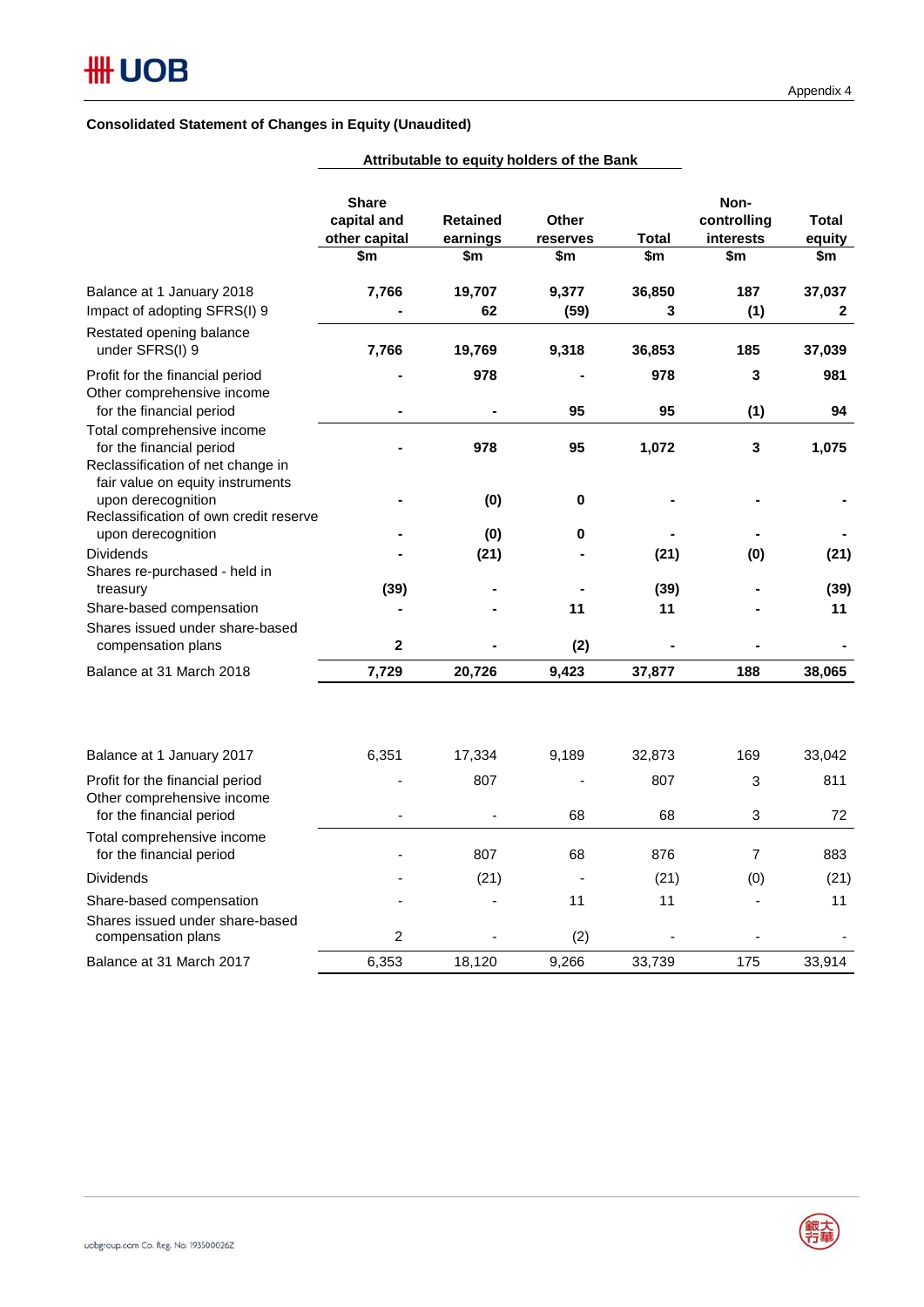Appendix 4

**Consolidated Statement of Changes in Equity (Unaudited)**

| | Attributable to equity holders of the Bank | | | | | |
|---|---|---|---|---|---|---|
| | **Share capital and other capital** | **Retained earnings** | **Other reserves** | **Total** | **Non-controlling interests** | **Total equity** |
| | **$m** | **$m** | **$m** | **$m** | **$m** | **$m** |
| Balance at 1 January 2018 | **7,766** | **19,707** | **9,377** | **36,850** | **187** | **37,037** |
| Impact of adopting SFRS(I) 9 | **-** | **62** | **(59)** | **3** | **(1)** | **2** |
| Restated opening balance under SFRS(I) 9 | **7,766** | **19,769** | **9,318** | **36,853** | **185** | **37,039** |
| Profit for the financial period | **-** | **978** | **-** | **978** | **3** | **981** |
| Other comprehensive income for the financial period | **-** | **-** | **95** | **95** | **(1)** | **94** |
| Total comprehensive income for the financial period | **-** | **978** | **95** | **1,072** | **3** | **1,075** |
| Reclassification of net change in fair value on equity instruments upon derecognition | **-** | **(0)** | **0** | **-** | **-** | **-** |
| Reclassification of own credit reserve upon derecognition | **-** | **(0)** | **0** | **-** | **-** | **-** |
| Dividends | **-** | **(21)** | **-** | **(21)** | **(0)** | **(21)** |
| Shares re-purchased - held in treasury | **(39)** | **-** | **-** | **(39)** | **-** | **(39)** |
| Share-based compensation | **-** | **-** | **11** | **11** | **-** | **11** |
| Shares issued under share-based compensation plans | **2** | **-** | **(2)** | **-** | **-** | **-** |
| Balance at 31 March 2018 | **7,729** | **20,726** | **9,423** | **37,877** | **188** | **38,065** |
| | | | | | | |
| Balance at 1 January 2017 | 6,351 | 17,334 | 9,189 | 32,873 | 169 | 33,042 |
| Profit for the financial period | - | 807 | - | 807 | 3 | 811 |
| Other comprehensive income for the financial period | - | - | 68 | 68 | 3 | 72 |
| Total comprehensive income for the financial period | - | 807 | 68 | 876 | 7 | 883 |
| Dividends | - | (21) | - | (21) | (0) | (21) |
| Share-based compensation | - | - | 11 | 11 | - | 11 |
| Shares issued under share-based compensation plans | 2 | - | (2) | - | - | - |
| Balance at 31 March 2017 | 6,353 | 18,120 | 9,266 | 33,739 | 175 | 33,914 |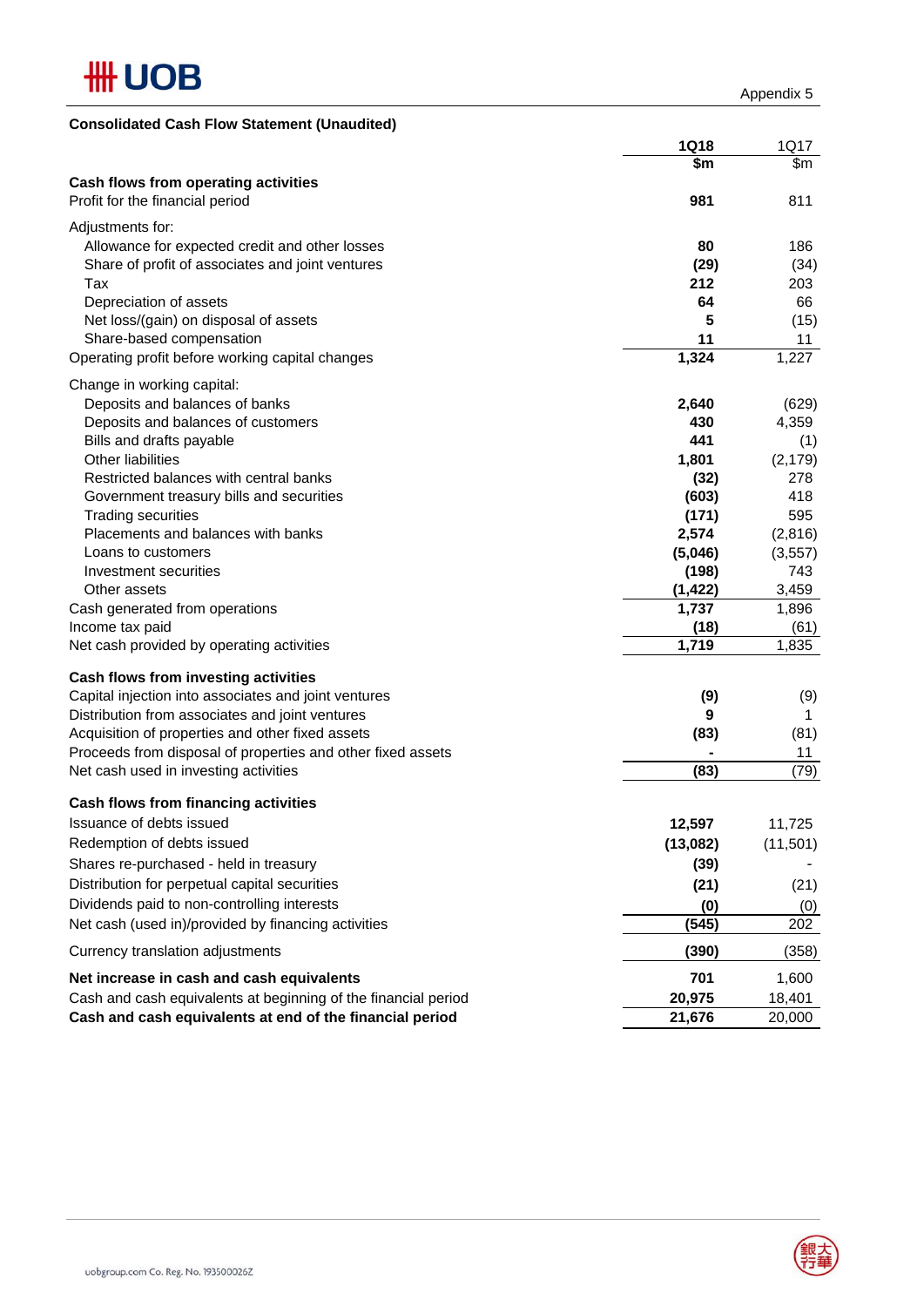Appendix 5

**Consolidated Cash Flow Statement (Unaudited)**

| | **1Q18** | 1Q17 |
|---|---|---|
| | **$m** | $m |
| **Cash flows from operating activities** | | |
| Profit for the financial period | **981** | 811 |
| Adjustments for: | | |
| Allowance for expected credit and other losses | **80** | 186 |
| Share of profit of associates and joint ventures | **(29)** | (34) |
| Tax | **212** | 203 |
| Depreciation of assets | **64** | 66 |
| Net loss/(gain) on disposal of assets | **5** | (15) |
| Share-based compensation | **11** | 11 |
| Operating profit before working capital changes | **1,324** | 1,227 |
| Change in working capital: | | |
| Deposits and balances of banks | **2,640** | (629) |
| Deposits and balances of customers | **430** | 4,359 |
| Bills and drafts payable | **441** | (1) |
| Other liabilities | **1,801** | (2,179) |
| Restricted balances with central banks | **(32)** | 278 |
| Government treasury bills and securities | **(603)** | 418 |
| Trading securities | **(171)** | 595 |
| Placements and balances with banks | **2,574** | (2,816) |
| Loans to customers | **(5,046)** | (3,557) |
| Investment securities | **(198)** | 743 |
| Other assets | **(1,422)** | 3,459 |
| Cash generated from operations | **1,737** | 1,896 |
| Income tax paid | **(18)** | (61) |
| Net cash provided by operating activities | **1,719** | 1,835 |
| **Cash flows from investing activities** | | |
| Capital injection into associates and joint ventures | **(9)** | (9) |
| Distribution from associates and joint ventures | **9** | 1 |
| Acquisition of properties and other fixed assets | **(83)** | (81) |
| Proceeds from disposal of properties and other fixed assets | **-** | 11 |
| Net cash used in investing activities | **(83)** | (79) |
| **Cash flows from financing activities** | | |
| Issuance of debts issued | **12,597** | 11,725 |
| Redemption of debts issued | **(13,082)** | (11,501) |
| Shares re-purchased - held in treasury | **(39)** | - |
| Distribution for perpetual capital securities | **(21)** | (21) |
| Dividends paid to non-controlling interests | **(0)** | (0) |
| Net cash (used in)/provided by financing activities | **(545)** | 202 |
| Currency translation adjustments | **(390)** | (358) |
| **Net increase in cash and cash equivalents** | **701** | 1,600 |
| Cash and cash equivalents at beginning of the financial period | **20,975** | 18,401 |
| **Cash and cash equivalents at end of the financial period** | **21,676** | 20,000 |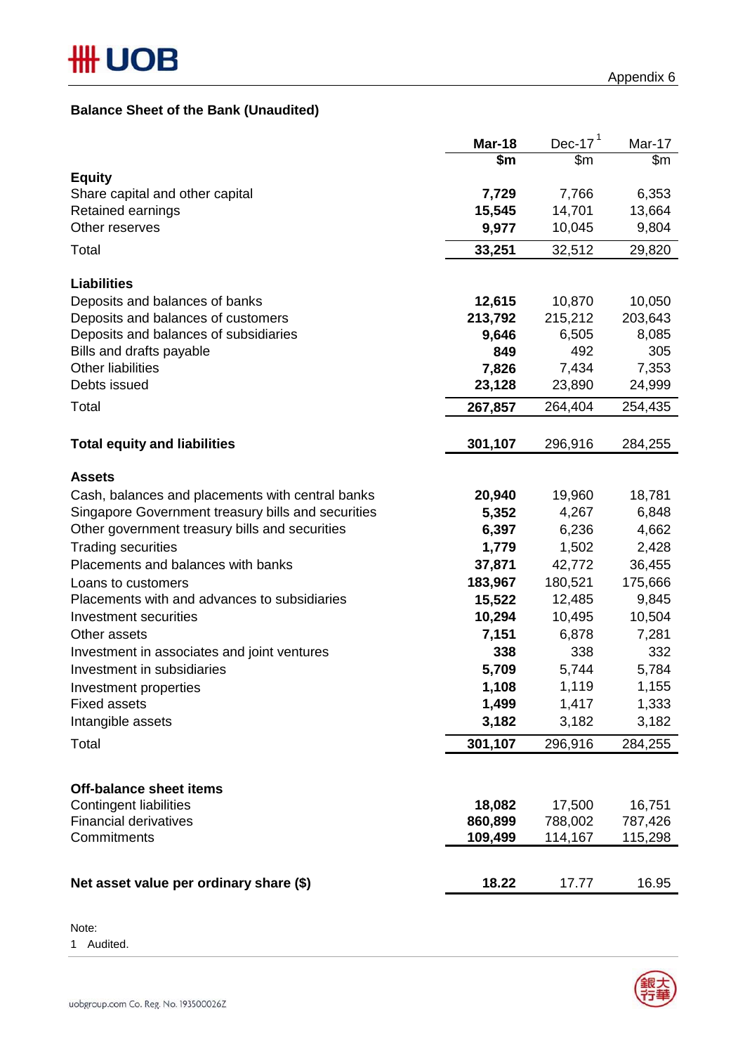Appendix 6

## Balance Sheet of the Bank (Unaudited)

| | Mar-18 | Dec-17[1] | Mar-17 |
|---|---|---|---|
| | $m | $m | $m |
| **Equity** | | | |
| Share capital and other capital | **7,729** | 7,766 | 6,353 |
| Retained earnings | **15,545** | 14,701 | 13,664 |
| Other reserves | **9,977** | 10,045 | 9,804 |
| Total | **33,251** | 32,512 | 29,820 |
| | | | |
| **Liabilities** | | | |
| Deposits and balances of banks | **12,615** | 10,870 | 10,050 |
| Deposits and balances of customers | **213,792** | 215,212 | 203,643 |
| Deposits and balances of subsidiaries | **9,646** | 6,505 | 8,085 |
| Bills and drafts payable | **849** | 492 | 305 |
| Other liabilities | **7,826** | 7,434 | 7,353 |
| Debts issued | **23,128** | 23,890 | 24,999 |
| Total | **267,857** | 264,404 | 254,435 |
| | | | |
| **Total equity and liabilities** | **301,107** | 296,916 | 284,255 |
| | | | |
| **Assets** | | | |
| Cash, balances and placements with central banks | **20,940** | 19,960 | 18,781 |
| Singapore Government treasury bills and securities | **5,352** | 4,267 | 6,848 |
| Other government treasury bills and securities | **6,397** | 6,236 | 4,662 |
| Trading securities | **1,779** | 1,502 | 2,428 |
| Placements and balances with banks | **37,871** | 42,772 | 36,455 |
| Loans to customers | **183,967** | 180,521 | 175,666 |
| Placements with and advances to subsidiaries | **15,522** | 12,485 | 9,845 |
| Investment securities | **10,294** | 10,495 | 10,504 |
| Other assets | **7,151** | 6,878 | 7,281 |
| Investment in associates and joint ventures | **338** | 338 | 332 |
| Investment in subsidiaries | **5,709** | 5,744 | 5,784 |
| Investment properties | **1,108** | 1,119 | 1,155 |
| Fixed assets | **1,499** | 1,417 | 1,333 |
| Intangible assets | **3,182** | 3,182 | 3,182 |
| Total | **301,107** | 296,916 | 284,255 |
| | | | |
| **Off-balance sheet items** | | | |
| Contingent liabilities | **18,082** | 17,500 | 16,751 |
| Financial derivatives | **860,899** | 788,002 | 787,426 |
| Commitments | **109,499** | 114,167 | 115,298 |
| | | | |
| **Net asset value per ordinary share ($)** | **18.22** | 17.77 | 16.95 |

Note:
1 Audited.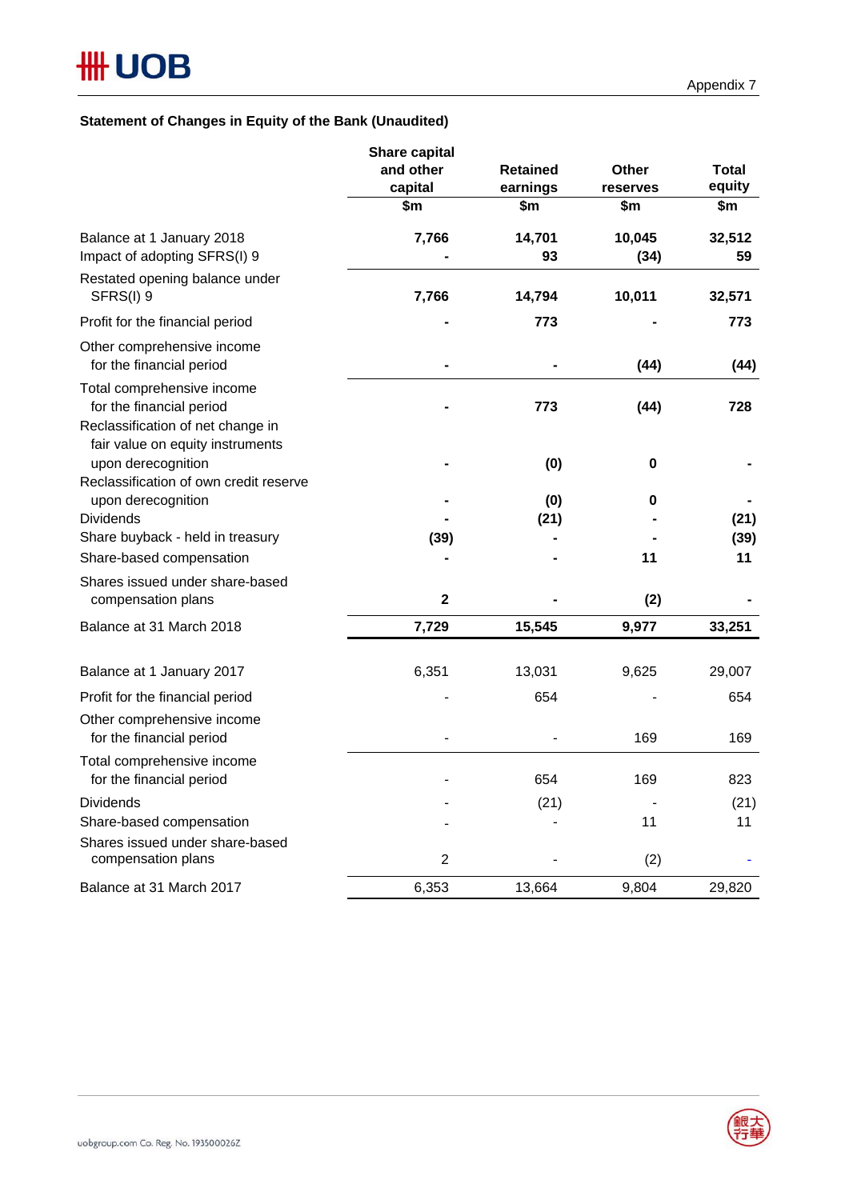Appendix 7

**Statement of Changes in Equity of the Bank (Unaudited)**

| | Share capital and other capital $m | Retained earnings $m | Other reserves $m | Total equity $m |
|---|---|---|---|---|
| Balance at 1 January 2018 | **7,766** | **14,701** | **10,045** | **32,512** |
| Impact of adopting SFRS(I) 9 | **-** | **93** | **(34)** | **59** |
| Restated opening balance under SFRS(I) 9 | **7,766** | **14,794** | **10,011** | **32,571** |
| Profit for the financial period | **-** | **773** | **-** | **773** |
| Other comprehensive income for the financial period | **-** | **-** | **(44)** | **(44)** |
| Total comprehensive income for the financial period | **-** | **773** | **(44)** | **728** |
| Reclassification of net change in fair value on equity instruments upon derecognition | **-** | **(0)** | **0** | **-** |
| Reclassification of own credit reserve upon derecognition | **-** | **(0)** | **0** | **-** |
| Dividends | **-** | **(21)** | **-** | **(21)** |
| Share buyback - held in treasury | **(39)** | **-** | **-** | **(39)** |
| Share-based compensation | **-** | **-** | **11** | **11** |
| Shares issued under share-based compensation plans | **2** | **-** | **(2)** | **-** |
| Balance at 31 March 2018 | **7,729** | **15,545** | **9,977** | **33,251** |
| | | | | |
| Balance at 1 January 2017 | 6,351 | 13,031 | 9,625 | 29,007 |
| Profit for the financial period | - | 654 | - | 654 |
| Other comprehensive income for the financial period | - | - | 169 | 169 |
| Total comprehensive income for the financial period | - | 654 | 169 | 823 |
| Dividends | - | (21) | - | (21) |
| Share-based compensation | - | - | 11 | 11 |
| Shares issued under share-based compensation plans | 2 | - | (2) | - |
| Balance at 31 March 2017 | 6,353 | 13,664 | 9,804 | 29,820 |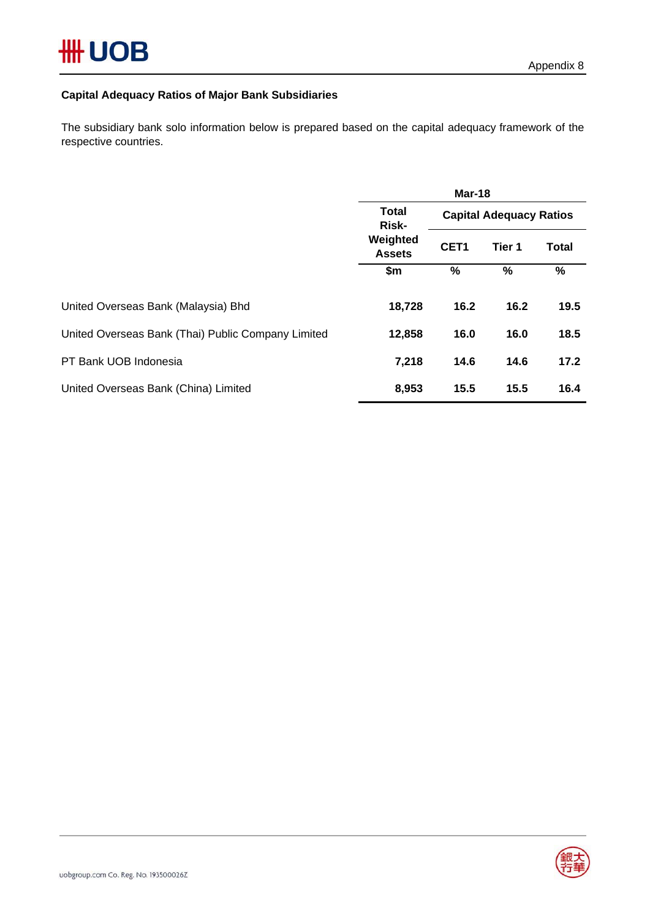Appendix 8

## Capital Adequacy Ratios of Major Bank Subsidiaries

The subsidiary bank solo information below is prepared based on the capital adequacy framework of the respective countries.

| | Mar-18 | | | |
|---|---|---|---|---|
| | Total Risk-Weighted Assets | Capital Adequacy Ratios | | |
| | | CET1 | Tier 1 | Total |
| | $m | % | % | % |
| United Overseas Bank (Malaysia) Bhd | 18,728 | 16.2 | 16.2 | 19.5 |
| United Overseas Bank (Thai) Public Company Limited | 12,858 | 16.0 | 16.0 | 18.5 |
| PT Bank UOB Indonesia | 7,218 | 14.6 | 14.6 | 17.2 |
| United Overseas Bank (China) Limited | 8,953 | 15.5 | 15.5 | 16.4 |